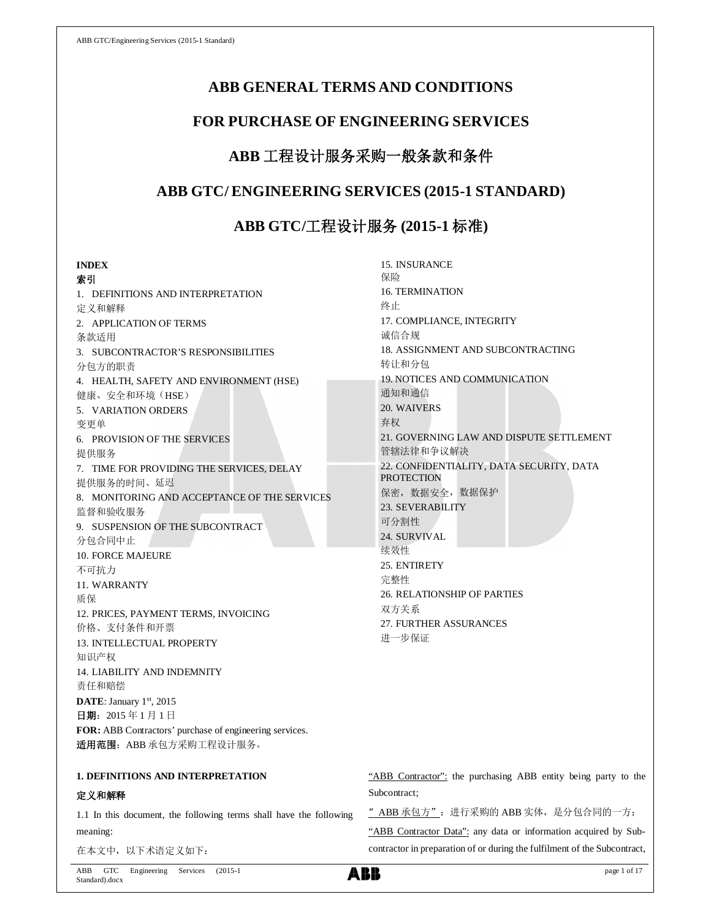# ABB GENERAL TERMS AND CONDITIONS

# FOR PURCHASE OF ENGINEERING SERVICES

# ABB 工程设计服务采购一般条款和条件

# ABB GTC/ ENGINEERING SERVICES (2015-1 STANDARD)

# ABB GTC/工程设计服务 (2015-1 标准)

**INDEX**
**索引**

1. DEFINITIONS AND INTERPRETATION
定义和解释
2. APPLICATION OF TERMS
条款适用
3. SUBCONTRACTOR'S RESPONSIBILITIES
分包方的职责
4. HEALTH, SAFETY AND ENVIRONMENT (HSE)
健康、安全和环境（HSE）
5. VARIATION ORDERS
变更单
6. PROVISION OF THE SERVICES
提供服务
7. TIME FOR PROVIDING THE SERVICES, DELAY
提供服务的时间、延迟
8. MONITORING AND ACCEPTANCE OF THE SERVICES
监督和验收服务
9. SUSPENSION OF THE SUBCONTRACT
分包合同中止
10. FORCE MAJEURE
不可抗力
11. WARRANTY
质保
12. PRICES, PAYMENT TERMS, INVOICING
价格、支付条件和开票
13. INTELLECTUAL PROPERTY
知识产权
14. LIABILITY AND INDEMNITY
责任和赔偿
15. INSURANCE
保险
16. TERMINATION
终止
17. COMPLIANCE, INTEGRITY
诚信合规
18. ASSIGNMENT AND SUBCONTRACTING
转让和分包
19. NOTICES AND COMMUNICATION
通知和通信
20. WAIVERS
弃权
21. GOVERNING LAW AND DISPUTE SETTLEMENT
管辖法律和争议解决
22. CONFIDENTIALITY, DATA SECURITY, DATA PROTECTION
保密，数据安全，数据保护
23. SEVERABILITY
可分割性
24. SURVIVAL
续效性
25. ENTIRETY
完整性
26. RELATIONSHIP OF PARTIES
双方关系
27. FURTHER ASSURANCES
进一步保证

**DATE**: January 1st, 2015
**日期**：2015 年 1 月 1 日
**FOR:** ABB Contractors' purchase of engineering services.
**适用范围**：ABB 承包方采购工程设计服务。

## 1. DEFINITIONS AND INTERPRETATION

## 定义和解释

1.1 In this document, the following terms shall have the following meaning:

在本文中，以下术语定义如下：

"ABB Contractor": the purchasing ABB entity being party to the Subcontract;

"ABB 承包方"：进行采购的 ABB 实体，是分包合同的一方；

"ABB Contractor Data": any data or information acquired by Subcontractor in preparation of or during the fulfilment of the Subcontract,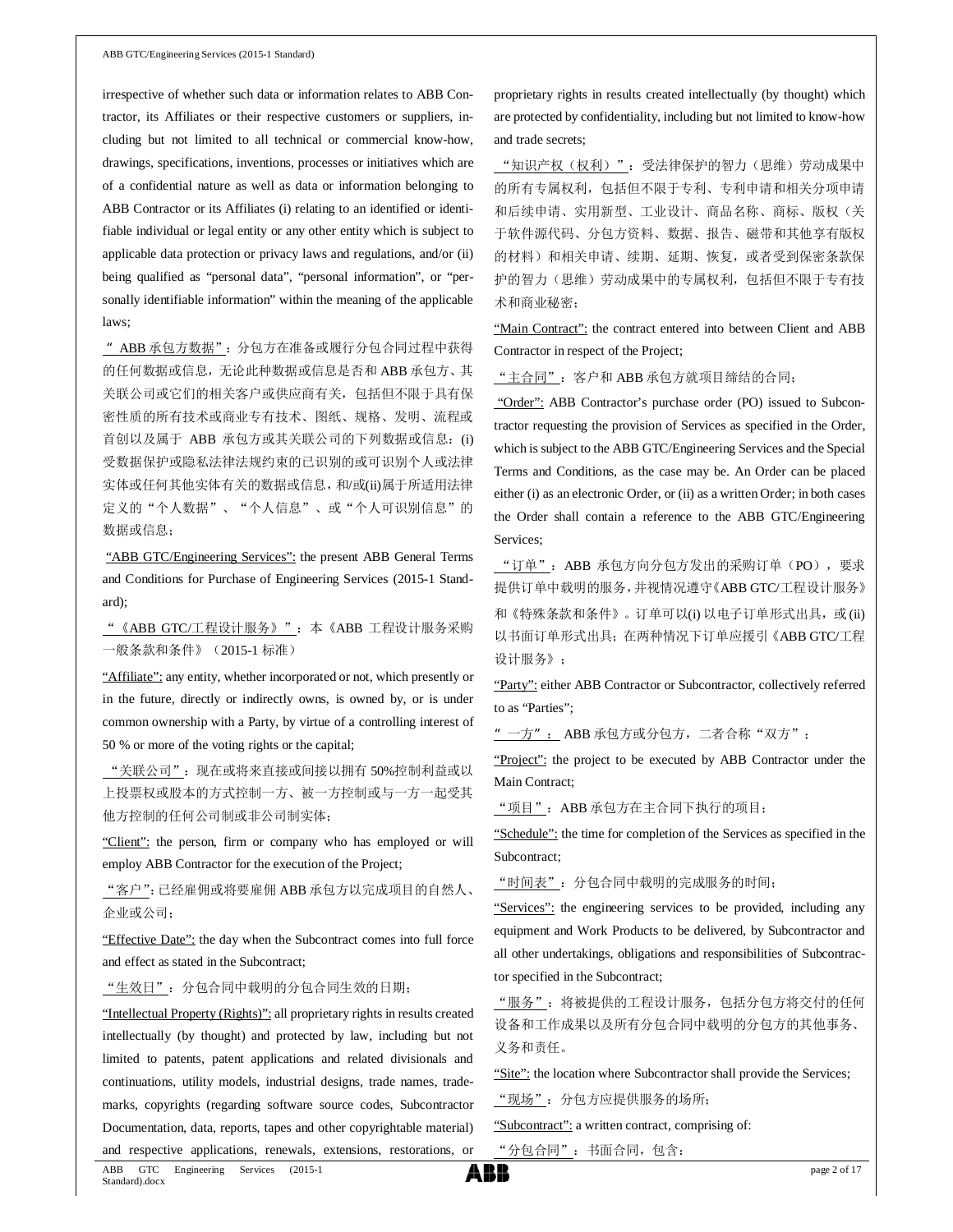irrespective of whether such data or information relates to ABB Contractor, its Affiliates or their respective customers or suppliers, including but not limited to all technical or commercial know-how, drawings, specifications, inventions, processes or initiatives which are of a confidential nature as well as data or information belonging to ABB Contractor or its Affiliates (i) relating to an identified or identifiable individual or legal entity or any other entity which is subject to applicable data protection or privacy laws and regulations, and/or (ii) being qualified as "personal data", "personal information", or "personally identifiable information" within the meaning of the applicable laws;

" ABB 承包方数据"：分包方在准备或履行分包合同过程中获得的任何数据或信息，无论此种数据或信息是否和 ABB 承包方、其关联公司或它们的相关客户或供应商有关，包括但不限于具有保密性质的所有技术或商业专有技术、图纸、规格、发明、流程或首创以及属于 ABB 承包方或其关联公司的下列数据或信息：(i)受数据保护或隐私法律法规约束的已识别的或可识别个人或法律实体或任何其他实体有关的数据或信息，和/或(ii)属于所适用法律定义的"个人数据"、"个人信息"、或"个人可识别信息"的数据或信息；

"ABB GTC/Engineering Services": the present ABB General Terms and Conditions for Purchase of Engineering Services (2015-1 Standard);

"《ABB GTC/工程设计服务》"：本《ABB 工程设计服务采购一般条款和条件》（2015-1 标准）

"Affiliate": any entity, whether incorporated or not, which presently or in the future, directly or indirectly owns, is owned by, or is under common ownership with a Party, by virtue of a controlling interest of 50 % or more of the voting rights or the capital;

"关联公司"：现在或将来直接或间接以拥有 50%控制利益或以上投票权或股本的方式控制一方、被一方控制或与一方一起受其他方控制的任何公司制或非公司制实体；

"Client": the person, firm or company who has employed or will employ ABB Contractor for the execution of the Project;

"客户"：已经雇佣或将要雇佣 ABB 承包方以完成项目的自然人、企业或公司；

"Effective Date": the day when the Subcontract comes into full force and effect as stated in the Subcontract;

"生效日"：分包合同中载明的分包合同生效的日期；

"Intellectual Property (Rights)": all proprietary rights in results created intellectually (by thought) and protected by law, including but not limited to patents, patent applications and related divisionals and continuations, utility models, industrial designs, trade names, trademarks, copyrights (regarding software source codes, Subcontractor Documentation, data, reports, tapes and other copyrightable material) and respective applications, renewals, extensions, restorations, or proprietary rights in results created intellectually (by thought) which are protected by confidentiality, including but not limited to know-how and trade secrets;

"知识产权（权利）"：受法律保护的智力（思维）劳动成果中的所有专属权利，包括但不限于专利、专利申请和相关分项申请和后续申请、实用新型、工业设计、商品名称、商标、版权（关于软件源代码、分包方资料、数据、报告、磁带和其他享有版权的材料）和相关申请、续期、延期、恢复，或者受到保密条款保护的智力（思维）劳动成果中的专属权利，包括但不限于专有技术和商业秘密；

"Main Contract": the contract entered into between Client and ABB Contractor in respect of the Project;

"主合同"：客户和 ABB 承包方就项目缔结的合同；

"Order": ABB Contractor's purchase order (PO) issued to Subcontractor requesting the provision of Services as specified in the Order, which is subject to the ABB GTC/Engineering Services and the Special Terms and Conditions, as the case may be. An Order can be placed either (i) as an electronic Order, or (ii) as a written Order; in both cases the Order shall contain a reference to the ABB GTC/Engineering Services;

"订单"：ABB 承包方向分包方发出的采购订单（PO），要求提供订单中载明的服务，并视情况遵守《ABB GTC/工程设计服务》和《特殊条款和条件》。订单可以(i) 以电子订单形式出具，或 (ii) 以书面订单形式出具；在两种情况下订单应援引《ABB GTC/工程设计服务》；

"Party": either ABB Contractor or Subcontractor, collectively referred to as "Parties";

"一方"：ABB 承包方或分包方，二者合称"双方"；

"Project": the project to be executed by ABB Contractor under the Main Contract;

"项目"：ABB 承包方在主合同下执行的项目；

"Schedule": the time for completion of the Services as specified in the Subcontract;

"时间表"：分包合同中载明的完成服务的时间；

"Services": the engineering services to be provided, including any equipment and Work Products to be delivered, by Subcontractor and all other undertakings, obligations and responsibilities of Subcontractor specified in the Subcontract;

"服务"：将被提供的工程设计服务，包括分包方将交付的任何设备和工作成果以及所有分包合同中载明的分包方的其他事务、义务和责任。

"Site": the location where Subcontractor shall provide the Services;

"现场"：分包方应提供服务的场所；

"Subcontract": a written contract, comprising of:

"分包合同"：书面合同，包含：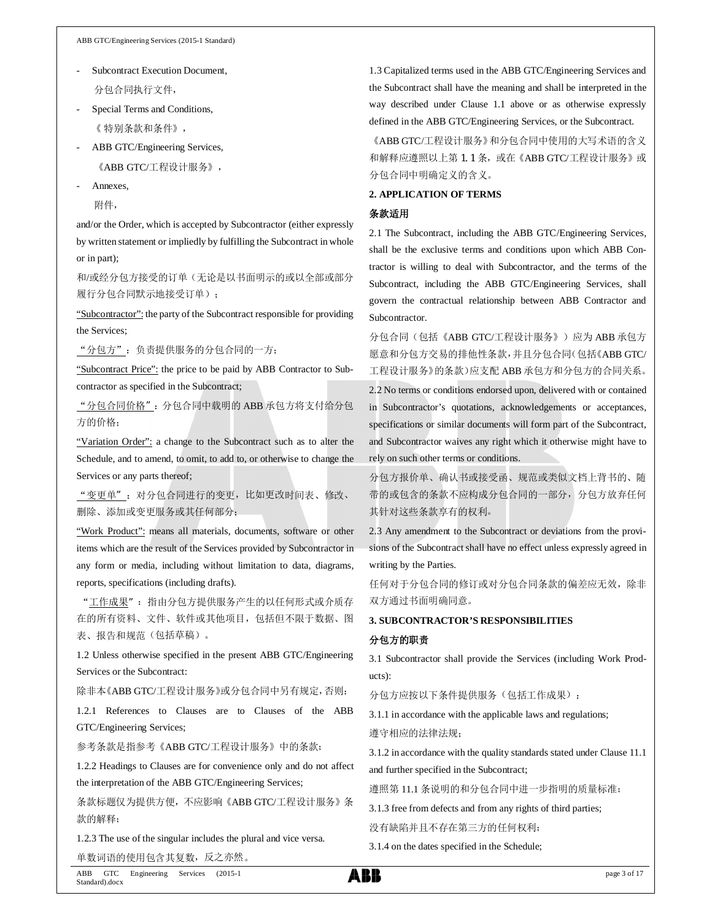- Subcontract Execution Document,

  分包合同执行文件，

- Special Terms and Conditions,

  《特别条款和条件》，

- ABB GTC/Engineering Services,

  《ABB GTC/工程设计服务》，

- Annexes,

  附件，

and/or the Order, which is accepted by Subcontractor (either expressly by written statement or impliedly by fulfilling the Subcontract in whole or in part);

和/或经分包方接受的订单（无论是以书面明示的或以全部或部分履行分包合同默示地接受订单）；

"Subcontractor": the party of the Subcontract responsible for providing the Services;

"分包方"：负责提供服务的分包合同的一方；

"Subcontract Price": the price to be paid by ABB Contractor to Subcontractor as specified in the Subcontract;

"分包合同价格"：分包合同中载明的 ABB 承包方将支付给分包方的价格；

"Variation Order": a change to the Subcontract such as to alter the Schedule, and to amend, to omit, to add to, or otherwise to change the Services or any parts thereof;

"变更单"：对分包合同进行的变更，比如更改时间表、修改、删除、添加或变更服务或其任何部分；

"Work Product": means all materials, documents, software or other items which are the result of the Services provided by Subcontractor in any form or media, including without limitation to data, diagrams, reports, specifications (including drafts).

"工作成果"：指由分包方提供服务产生的以任何形式或介质存在的所有资料、文件、软件或其他项目，包括但不限于数据、图表、报告和规范（包括草稿）。

1.2 Unless otherwise specified in the present ABB GTC/Engineering Services or the Subcontract:

除非本《ABB GTC/工程设计服务》或分包合同中另有规定，否则：

1.2.1 References to Clauses are to Clauses of the ABB GTC/Engineering Services;

参考条款是指参考《ABB GTC/工程设计服务》中的条款；

1.2.2 Headings to Clauses are for convenience only and do not affect the interpretation of the ABB GTC/Engineering Services;

条款标题仅为提供方便，不应影响《ABB GTC/工程设计服务》条款的解释；

1.2.3 The use of the singular includes the plural and vice versa.

单数词语的使用包含其复数，反之亦然。

1.3 Capitalized terms used in the ABB GTC/Engineering Services and the Subcontract shall have the meaning and shall be interpreted in the way described under Clause 1.1 above or as otherwise expressly defined in the ABB GTC/Engineering Services, or the Subcontract.

《ABB GTC/工程设计服务》和分包合同中使用的大写术语的含义和解释应遵照以上第 1.1 条，或在《ABB GTC/工程设计服务》或分包合同中明确定义的含义。

## 2. APPLICATION OF TERMS

## 条款适用

2.1 The Subcontract, including the ABB GTC/Engineering Services, shall be the exclusive terms and conditions upon which ABB Contractor is willing to deal with Subcontractor, and the terms of the Subcontract, including the ABB GTC/Engineering Services, shall govern the contractual relationship between ABB Contractor and Subcontractor.

分包合同（包括《ABB GTC/工程设计服务》）应为 ABB 承包方愿意和分包方交易的排他性条款，并且分包合同（包括《ABB GTC/工程设计服务》的条款）应支配 ABB 承包方和分包方的合同关系。

2.2 No terms or conditions endorsed upon, delivered with or contained in Subcontractor's quotations, acknowledgements or acceptances, specifications or similar documents will form part of the Subcontract, and Subcontractor waives any right which it otherwise might have to rely on such other terms or conditions.

分包方报价单、确认书或接受函、规范或类似文档上背书的、随带的或包含的条款不应构成分包合同的一部分，分包方放弃任何其针对这些条款享有的权利。

2.3 Any amendment to the Subcontract or deviations from the provisions of the Subcontract shall have no effect unless expressly agreed in writing by the Parties.

任何对于分包合同的修订或对分包合同条款的偏差应无效，除非双方通过书面明确同意。

## 3. SUBCONTRACTOR'S RESPONSIBILITIES

## 分包方的职责

3.1 Subcontractor shall provide the Services (including Work Products):

分包方应按以下条件提供服务（包括工作成果）：

3.1.1 in accordance with the applicable laws and regulations;

遵守相应的法律法规；

3.1.2 in accordance with the quality standards stated under Clause 11.1 and further specified in the Subcontract;

遵照第 11.1 条说明的和分包合同中进一步指明的质量标准；

3.1.3 free from defects and from any rights of third parties;

没有缺陷并且不存在第三方的任何权利；

3.1.4 on the dates specified in the Schedule;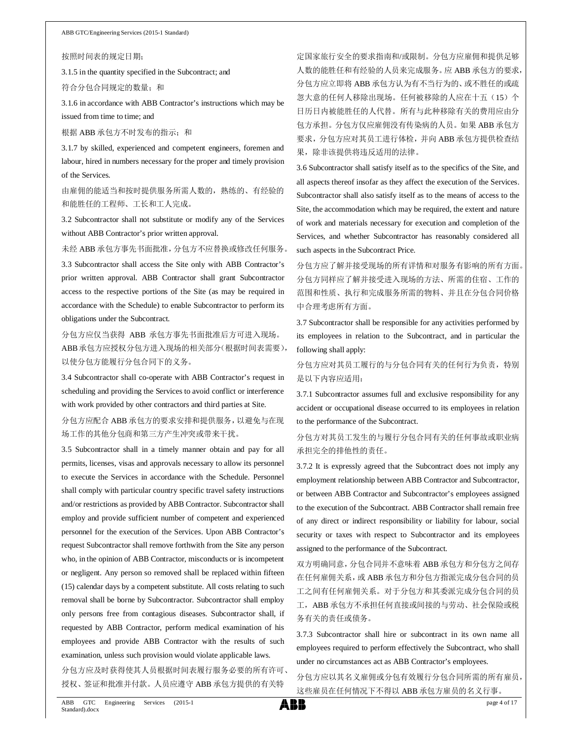按照时间表的规定日期；

3.1.5 in the quantity specified in the Subcontract; and

符合分包合同规定的数量；和

3.1.6 in accordance with ABB Contractor's instructions which may be issued from time to time; and

根据 ABB 承包方不时发布的指示；和

3.1.7 by skilled, experienced and competent engineers, foremen and labour, hired in numbers necessary for the proper and timely provision of the Services.

由雇佣的能适当和按时提供服务所需人数的，熟练的、有经验的和能胜任的工程师、工长和工人完成。

3.2 Subcontractor shall not substitute or modify any of the Services without ABB Contractor's prior written approval.

未经 ABB 承包方事先书面批准，分包方不应替换或修改任何服务。

3.3 Subcontractor shall access the Site only with ABB Contractor's prior written approval. ABB Contractor shall grant Subcontractor access to the respective portions of the Site (as may be required in accordance with the Schedule) to enable Subcontractor to perform its obligations under the Subcontract.

分包方应仅当获得 ABB 承包方事先书面批准后方可进入现场。ABB 承包方应授权分包方进入现场的相关部分（根据时间表需要），以使分包方能履行分包合同下的义务。

3.4 Subcontractor shall co-operate with ABB Contractor's request in scheduling and providing the Services to avoid conflict or interference with work provided by other contractors and third parties at Site.

分包方应配合 ABB 承包方的要求安排和提供服务，以避免与在现场工作的其他分包商和第三方产生冲突或带来干扰。

3.5 Subcontractor shall in a timely manner obtain and pay for all permits, licenses, visas and approvals necessary to allow its personnel to execute the Services in accordance with the Schedule. Personnel shall comply with particular country specific travel safety instructions and/or restrictions as provided by ABB Contractor. Subcontractor shall employ and provide sufficient number of competent and experienced personnel for the execution of the Services. Upon ABB Contractor's request Subcontractor shall remove forthwith from the Site any person who, in the opinion of ABB Contractor, misconducts or is incompetent or negligent. Any person so removed shall be replaced within fifteen (15) calendar days by a competent substitute. All costs relating to such removal shall be borne by Subcontractor. Subcontractor shall employ only persons free from contagious diseases. Subcontractor shall, if requested by ABB Contractor, perform medical examination of his employees and provide ABB Contractor with the results of such examination, unless such provision would violate applicable laws.

分包方应及时获得使其人员根据时间表履行服务必要的所有许可、授权、签证和批准并付款。人员应遵守 ABB 承包方提供的有关特定国家旅行安全的要求指南和/或限制。分包方应雇佣和提供足够人数的能胜任和有经验的人员来完成服务。应 ABB 承包方的要求，分包方应立即将 ABB 承包方认为有不当行为的、或不胜任的或疏忽大意的任何人移除出现场。任何被移除的人应在十五（15）个日历日内被能胜任的人代替。所有与此种移除有关的费用应由分包方承担。分包方仅应雇佣没有传染病的人员。如果 ABB 承包方要求，分包方应对其员工进行体检，并向 ABB 承包方提供检查结果，除非该提供将违反适用的法律。

3.6 Subcontractor shall satisfy itself as to the specifics of the Site, and all aspects thereof insofar as they affect the execution of the Services. Subcontractor shall also satisfy itself as to the means of access to the Site, the accommodation which may be required, the extent and nature of work and materials necessary for execution and completion of the Services, and whether Subcontractor has reasonably considered all such aspects in the Subcontract Price.

分包方应了解并接受现场的所有详情和对服务有影响的所有方面。分包方同样应了解并接受进入现场的方法、所需的住宿、工作的范围和性质、执行和完成服务所需的物料、并且在分包合同价格中合理考虑所有方面。

3.7 Subcontractor shall be responsible for any activities performed by its employees in relation to the Subcontract, and in particular the following shall apply:

分包方应对其员工履行的与分包合同有关的任何行为负责，特别是以下内容应适用：

3.7.1 Subcontractor assumes full and exclusive responsibility for any accident or occupational disease occurred to its employees in relation to the performance of the Subcontract.

分包方对其员工发生的与履行分包合同有关的任何事故或职业病承担完全的排他性的责任。

3.7.2 It is expressly agreed that the Subcontract does not imply any employment relationship between ABB Contractor and Subcontractor, or between ABB Contractor and Subcontractor's employees assigned to the execution of the Subcontract. ABB Contractor shall remain free of any direct or indirect responsibility or liability for labour, social security or taxes with respect to Subcontractor and its employees assigned to the performance of the Subcontract.

双方明确同意，分包合同并不意味着 ABB 承包方和分包方之间存在任何雇佣关系，或 ABB 承包方和分包方指派完成分包合同的员工之间有任何雇佣关系。对于分包方和其委派完成分包合同的员工，ABB 承包方不承担任何直接或间接的与劳动、社会保险或税务有关的责任或债务。

3.7.3 Subcontractor shall hire or subcontract in its own name all employees required to perform effectively the Subcontract, who shall under no circumstances act as ABB Contractor's employees.

分包方应以其名义雇佣或分包有效履行分包合同所需的所有雇员，这些雇员在任何情况下不得以 ABB 承包方雇员的名义行事。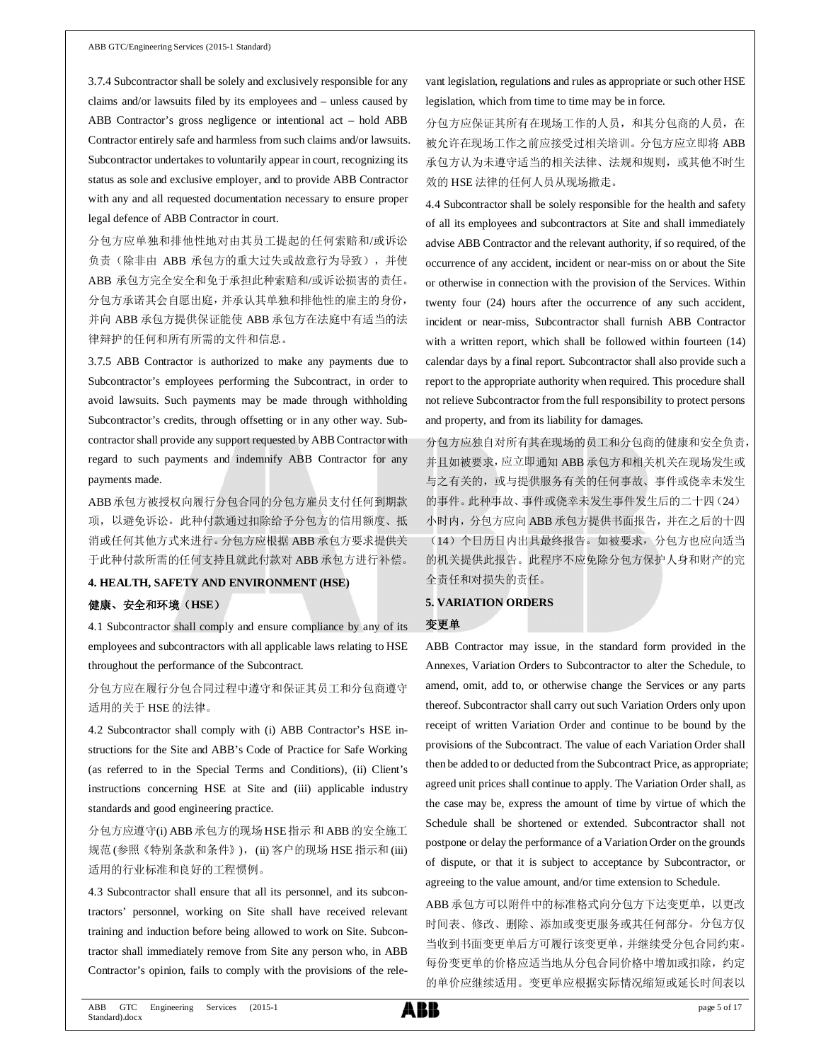3.7.4 Subcontractor shall be solely and exclusively responsible for any claims and/or lawsuits filed by its employees and – unless caused by ABB Contractor's gross negligence or intentional act – hold ABB Contractor entirely safe and harmless from such claims and/or lawsuits. Subcontractor undertakes to voluntarily appear in court, recognizing its status as sole and exclusive employer, and to provide ABB Contractor with any and all requested documentation necessary to ensure proper legal defence of ABB Contractor in court.

分包方应单独和排他性地对由其员工提起的任何索赔和/或诉讼负责（除非由 ABB 承包方的重大过失或故意行为导致），并使 ABB 承包方完全安全和免于承担此种索赔和/或诉讼损害的责任。分包方承诺其会自愿出庭，并承认其单独和排他性的雇主的身份，并向 ABB 承包方提供保证能使 ABB 承包方在法庭中有适当的法律辩护的任何和所有所需的文件和信息。

3.7.5 ABB Contractor is authorized to make any payments due to Subcontractor's employees performing the Subcontract, in order to avoid lawsuits. Such payments may be made through withholding Subcontractor's credits, through offsetting or in any other way. Subcontractor shall provide any support requested by ABB Contractor with regard to such payments and indemnify ABB Contractor for any payments made.

ABB 承包方被授权向履行分包合同的分包方雇员支付任何到期款项，以避免诉讼。此种付款通过扣除给予分包方的信用额度、抵消或任何其他方式来进行。分包方应根据 ABB 承包方要求提供关于此种付款所需的任何支持且就此付款对 ABB 承包方进行补偿。

## 4. HEALTH, SAFETY AND ENVIRONMENT (HSE)

## 健康、安全和环境（HSE）

4.1 Subcontractor shall comply and ensure compliance by any of its employees and subcontractors with all applicable laws relating to HSE throughout the performance of the Subcontract.

分包方应在履行分包合同过程中遵守和保证其员工和分包商遵守适用的关于 HSE 的法律。

4.2 Subcontractor shall comply with (i) ABB Contractor's HSE instructions for the Site and ABB's Code of Practice for Safe Working (as referred to in the Special Terms and Conditions), (ii) Client's instructions concerning HSE at Site and (iii) applicable industry standards and good engineering practice.

分包方应遵守(i) ABB 承包方的现场 HSE 指示 和 ABB 的安全施工规范 (参照《特别条款和条件》)，(ii) 客户的现场 HSE 指示和 (iii) 适用的行业标准和良好的工程惯例。

4.3 Subcontractor shall ensure that all its personnel, and its subcontractors' personnel, working on Site shall have received relevant training and induction before being allowed to work on Site. Subcontractor shall immediately remove from Site any person who, in ABB Contractor's opinion, fails to comply with the provisions of the relevant legislation, regulations and rules as appropriate or such other HSE legislation, which from time to time may be in force.

分包方应保证其所有在现场工作的人员，和其分包商的人员，在被允许在现场工作之前应接受过相关培训。分包方应立即将 ABB 承包方认为未遵守适当的相关法律、法规和规则，或其他不时生效的 HSE 法律的任何人员从现场撤走。

4.4 Subcontractor shall be solely responsible for the health and safety of all its employees and subcontractors at Site and shall immediately advise ABB Contractor and the relevant authority, if so required, of the occurrence of any accident, incident or near-miss on or about the Site or otherwise in connection with the provision of the Services. Within twenty four (24) hours after the occurrence of any such accident, incident or near-miss, Subcontractor shall furnish ABB Contractor with a written report, which shall be followed within fourteen (14) calendar days by a final report. Subcontractor shall also provide such a report to the appropriate authority when required. This procedure shall not relieve Subcontractor from the full responsibility to protect persons and property, and from its liability for damages.

分包方应独自对所有其在现场的员工和分包商的健康和安全负责，并且如被要求，应立即通知 ABB 承包方和相关机关在现场发生或与之有关的，或与提供服务有关的任何事故、事件或侥幸未发生的事件。此种事故、事件或侥幸未发生事件发生后的二十四（24）小时内，分包方应向 ABB 承包方提供书面报告，并在之后的十四（14）个日历日内出具最终报告。如被要求，分包方也应向适当的机关提供此报告。此程序不应免除分包方保护人身和财产的完全责任和对损失的责任。

## 5. VARIATION ORDERS

## 变更单

ABB Contractor may issue, in the standard form provided in the Annexes, Variation Orders to Subcontractor to alter the Schedule, to amend, omit, add to, or otherwise change the Services or any parts thereof. Subcontractor shall carry out such Variation Orders only upon receipt of written Variation Order and continue to be bound by the provisions of the Subcontract. The value of each Variation Order shall then be added to or deducted from the Subcontract Price, as appropriate; agreed unit prices shall continue to apply. The Variation Order shall, as the case may be, express the amount of time by virtue of which the Schedule shall be shortened or extended. Subcontractor shall not postpone or delay the performance of a Variation Order on the grounds of dispute, or that it is subject to acceptance by Subcontractor, or agreeing to the value amount, and/or time extension to Schedule.

ABB 承包方可以附件中的标准格式向分包方下达变更单，以更改时间表、修改、删除、添加或变更服务或其任何部分。分包方仅当收到书面变更单后方可履行该变更单，并继续受分包合同约束。每份变更单的价格应适当地从分包合同价格中增加或扣除，约定的单价应继续适用。变更单应根据实际情况缩短或延长时间表以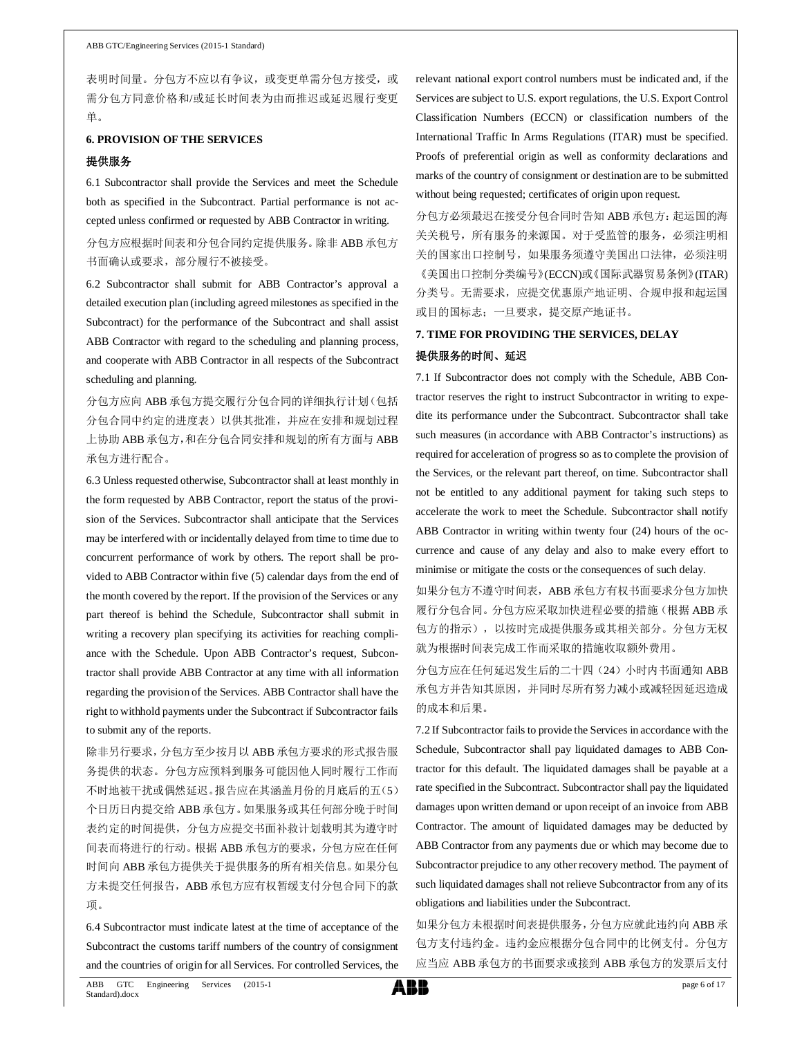表明时间量。分包方不应以有争议，或变更单需分包方接受，或需分包方同意价格和/或延长时间表为由而推迟或延迟履行变更单。

**6. PROVISION OF THE SERVICES**

**提供服务**

6.1 Subcontractor shall provide the Services and meet the Schedule both as specified in the Subcontract. Partial performance is not accepted unless confirmed or requested by ABB Contractor in writing.

分包方应根据时间表和分包合同约定提供服务。除非 ABB 承包方书面确认或要求，部分履行不被接受。

6.2 Subcontractor shall submit for ABB Contractor's approval a detailed execution plan (including agreed milestones as specified in the Subcontract) for the performance of the Subcontract and shall assist ABB Contractor with regard to the scheduling and planning process, and cooperate with ABB Contractor in all respects of the Subcontract scheduling and planning.

分包方应向 ABB 承包方提交履行分包合同的详细执行计划（包括分包合同中约定的进度表）以供其批准，并应在安排和规划过程上协助 ABB 承包方，和在分包合同安排和规划的所有方面与 ABB 承包方进行配合。

6.3 Unless requested otherwise, Subcontractor shall at least monthly in the form requested by ABB Contractor, report the status of the provision of the Services. Subcontractor shall anticipate that the Services may be interfered with or incidentally delayed from time to time due to concurrent performance of work by others. The report shall be provided to ABB Contractor within five (5) calendar days from the end of the month covered by the report. If the provision of the Services or any part thereof is behind the Schedule, Subcontractor shall submit in writing a recovery plan specifying its activities for reaching compliance with the Schedule. Upon ABB Contractor's request, Subcontractor shall provide ABB Contractor at any time with all information regarding the provision of the Services. ABB Contractor shall have the right to withhold payments under the Subcontract if Subcontractor fails to submit any of the reports.

除非另行要求，分包方至少按月以 ABB 承包方要求的形式报告服务提供的状态。分包方应预料到服务可能因他人同时履行工作而不时地被干扰或偶然延迟。报告应在其涵盖月份的月底后的五（5）个日历日内提交给 ABB 承包方。如果服务或其任何部分晚于时间表约定的时间提供，分包方应提交书面补救计划载明其为遵守时间表而将进行的行动。根据 ABB 承包方的要求，分包方应在任何时间向 ABB 承包方提供关于提供服务的所有相关信息。如果分包方未提交任何报告，ABB 承包方应有权暂缓支付分包合同下的款项。

6.4 Subcontractor must indicate latest at the time of acceptance of the Subcontract the customs tariff numbers of the country of consignment and the countries of origin for all Services. For controlled Services, the relevant national export control numbers must be indicated and, if the Services are subject to U.S. export regulations, the U.S. Export Control Classification Numbers (ECCN) or classification numbers of the International Traffic In Arms Regulations (ITAR) must be specified. Proofs of preferential origin as well as conformity declarations and marks of the country of consignment or destination are to be submitted without being requested; certificates of origin upon request.

分包方必须最迟在接受分包合同时告知 ABB 承包方：起运国的海关关税号，所有服务的来源国。对于受监管的服务，必须注明相关的国家出口控制号，如果服务须遵守美国出口法律，必须注明《美国出口控制分类编号》(ECCN)或《国际武器贸易条例》(ITAR)分类号。无需要求，应提交优惠原产地证明、合规申报和起运国或目的国标志；一旦要求，提交原产地证书。

**7. TIME FOR PROVIDING THE SERVICES, DELAY**

**提供服务的时间、延迟**

7.1 If Subcontractor does not comply with the Schedule, ABB Contractor reserves the right to instruct Subcontractor in writing to expedite its performance under the Subcontract. Subcontractor shall take such measures (in accordance with ABB Contractor's instructions) as required for acceleration of progress so as to complete the provision of the Services, or the relevant part thereof, on time. Subcontractor shall not be entitled to any additional payment for taking such steps to accelerate the work to meet the Schedule. Subcontractor shall notify ABB Contractor in writing within twenty four (24) hours of the occurrence and cause of any delay and also to make every effort to minimise or mitigate the costs or the consequences of such delay.

如果分包方不遵守时间表，ABB 承包方有权书面要求分包方加快履行分包合同。分包方应采取加快进程必要的措施（根据 ABB 承包方的指示），以按时完成提供服务或其相关部分。分包方无权就为根据时间表完成工作而采取的措施收取额外费用。

分包方应在任何延迟发生后的二十四（24）小时内书面通知 ABB 承包方并告知其原因，并同时尽所有努力减小或减轻因延迟造成的成本和后果。

7.2 If Subcontractor fails to provide the Services in accordance with the Schedule, Subcontractor shall pay liquidated damages to ABB Contractor for this default. The liquidated damages shall be payable at a rate specified in the Subcontract. Subcontractor shall pay the liquidated damages upon written demand or upon receipt of an invoice from ABB Contractor. The amount of liquidated damages may be deducted by ABB Contractor from any payments due or which may become due to Subcontractor prejudice to any other recovery method. The payment of such liquidated damages shall not relieve Subcontractor from any of its obligations and liabilities under the Subcontract.

如果分包方未根据时间表提供服务，分包方应就此违约向 ABB 承包方支付违约金。违约金应根据分包合同中的比例支付。分包方应当应 ABB 承包方的书面要求或接到 ABB 承包方的发票后支付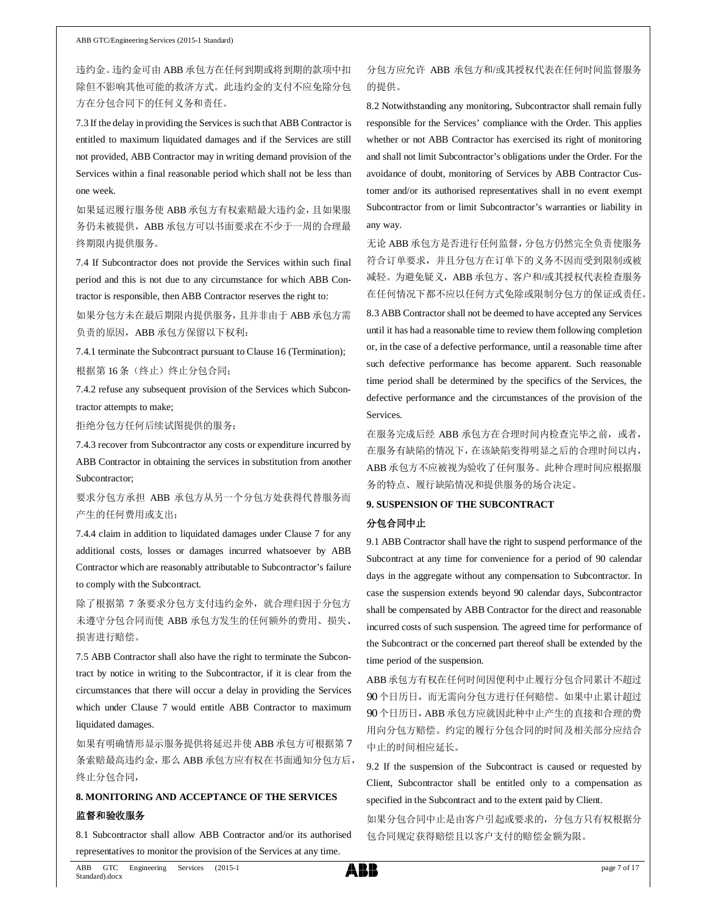违约金。违约金可由 ABB 承包方在任何到期或将到期的款项中扣除但不影响其他可能的救济方式。此违约金的支付不应免除分包方在分包合同下的任何义务和责任。

7.3 If the delay in providing the Services is such that ABB Contractor is entitled to maximum liquidated damages and if the Services are still not provided, ABB Contractor may in writing demand provision of the Services within a final reasonable period which shall not be less than one week.

如果延迟履行服务使 ABB 承包方有权索赔最大违约金，且如果服务仍未被提供，ABB 承包方可以书面要求在不少于一周的合理最终期限内提供服务。

7.4 If Subcontractor does not provide the Services within such final period and this is not due to any circumstance for which ABB Contractor is responsible, then ABB Contractor reserves the right to:

如果分包方未在最后期限内提供服务，且并非由于 ABB 承包方需负责的原因，ABB 承包方保留以下权利：

7.4.1 terminate the Subcontract pursuant to Clause 16 (Termination);

根据第 16 条（终止）终止分包合同；

7.4.2 refuse any subsequent provision of the Services which Subcontractor attempts to make;

拒绝分包方任何后续试图提供的服务；

7.4.3 recover from Subcontractor any costs or expenditure incurred by ABB Contractor in obtaining the services in substitution from another Subcontractor;

要求分包方承担 ABB 承包方从另一个分包方处获得代替服务而产生的任何费用或支出；

7.4.4 claim in addition to liquidated damages under Clause 7 for any additional costs, losses or damages incurred whatsoever by ABB Contractor which are reasonably attributable to Subcontractor's failure to comply with the Subcontract.

除了根据第 7 条要求分包方支付违约金外，就合理归因于分包方未遵守分包合同而使 ABB 承包方发生的任何额外的费用、损失、损害进行赔偿。

7.5 ABB Contractor shall also have the right to terminate the Subcontract by notice in writing to the Subcontractor, if it is clear from the circumstances that there will occur a delay in providing the Services which under Clause 7 would entitle ABB Contractor to maximum liquidated damages.

如果有明确情形显示服务提供将延迟并使 ABB 承包方可根据第 7 条索赔最高违约金，那么 ABB 承包方应有权在书面通知分包方后，终止分包合同，

## 8. MONITORING AND ACCEPTANCE OF THE SERVICES

## 监督和验收服务

8.1 Subcontractor shall allow ABB Contractor and/or its authorised representatives to monitor the provision of the Services at any time.

分包方应允许 ABB 承包方和/或其授权代表在任何时间监督服务的提供。

8.2 Notwithstanding any monitoring, Subcontractor shall remain fully responsible for the Services' compliance with the Order. This applies whether or not ABB Contractor has exercised its right of monitoring and shall not limit Subcontractor's obligations under the Order. For the avoidance of doubt, monitoring of Services by ABB Contractor Customer and/or its authorised representatives shall in no event exempt Subcontractor from or limit Subcontractor's warranties or liability in any way.

无论 ABB 承包方是否进行任何监督，分包方仍然完全负责使服务符合订单要求，并且分包方在订单下的义务不因而受到限制或被减轻。为避免疑义，ABB 承包方、客户和/或其授权代表检查服务在任何情况下都不应以任何方式免除或限制分包方的保证或责任。

8.3 ABB Contractor shall not be deemed to have accepted any Services until it has had a reasonable time to review them following completion or, in the case of a defective performance, until a reasonable time after such defective performance has become apparent. Such reasonable time period shall be determined by the specifics of the Services, the defective performance and the circumstances of the provision of the Services.

在服务完成后经 ABB 承包方在合理时间内检查完毕之前，或者，在服务有缺陷的情况下，在该缺陷变得明显之后的合理时间以内，ABB 承包方不应被视为验收了任何服务。此种合理时间应根据服务的特点、履行缺陷情况和提供服务的场合决定。

## 9. SUSPENSION OF THE SUBCONTRACT

## 分包合同中止

9.1 ABB Contractor shall have the right to suspend performance of the Subcontract at any time for convenience for a period of 90 calendar days in the aggregate without any compensation to Subcontractor. In case the suspension extends beyond 90 calendar days, Subcontractor shall be compensated by ABB Contractor for the direct and reasonable incurred costs of such suspension. The agreed time for performance of the Subcontract or the concerned part thereof shall be extended by the time period of the suspension.

ABB 承包方有权在任何时间因便利中止履行分包合同累计不超过 90 个日历日，而无需向分包方进行任何赔偿。如果中止累计超过 90 个日历日，ABB 承包方应就因此种中止产生的直接和合理的费用向分包方赔偿。约定的履行分包合同的时间及相关部分应结合中止的时间相应延长。

9.2 If the suspension of the Subcontract is caused or requested by Client, Subcontractor shall be entitled only to a compensation as specified in the Subcontract and to the extent paid by Client.

如果分包合同中止是由客户引起或要求的，分包方只有权根据分包合同规定获得赔偿且以客户支付的赔偿金额为限。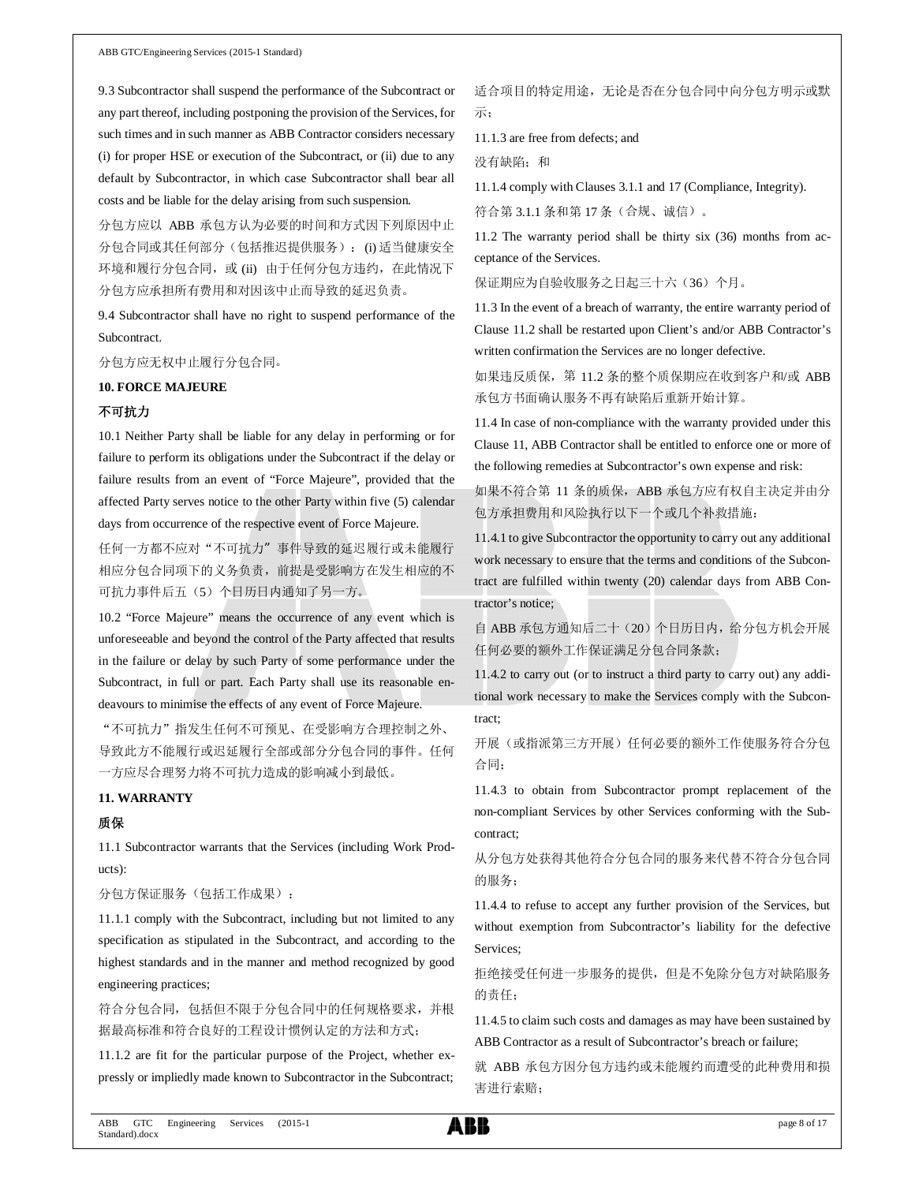9.3 Subcontractor shall suspend the performance of the Subcontract or any part thereof, including postponing the provision of the Services, for such times and in such manner as ABB Contractor considers necessary (i) for proper HSE or execution of the Subcontract, or (ii) due to any default by Subcontractor, in which case Subcontractor shall bear all costs and be liable for the delay arising from such suspension.

分包方应以 ABB 承包方认为必要的时间和方式因下列原因中止分包合同或其任何部分（包括推迟提供服务）：(i) 适当健康安全环境和履行分包合同，或 (ii) 由于任何分包方违约，在此情况下分包方应承担所有费用和对因该中止而导致的延迟负责。

9.4 Subcontractor shall have no right to suspend performance of the Subcontract.

分包方应无权中止履行分包合同。

## 10. FORCE MAJEURE

## 不可抗力

10.1 Neither Party shall be liable for any delay in performing or for failure to perform its obligations under the Subcontract if the delay or failure results from an event of "Force Majeure", provided that the affected Party serves notice to the other Party within five (5) calendar days from occurrence of the respective event of Force Majeure.

任何一方都不应对"不可抗力"事件导致的延迟履行或未能履行相应分包合同项下的义务负责，前提是受影响方在发生相应的不可抗力事件后五（5）个日历日内通知了另一方。

10.2 "Force Majeure" means the occurrence of any event which is unforeseeable and beyond the control of the Party affected that results in the failure or delay by such Party of some performance under the Subcontract, in full or part. Each Party shall use its reasonable endeavours to minimise the effects of any event of Force Majeure.

"不可抗力"指发生任何不可预见、在受影响方合理控制之外、导致此方不能履行或迟延履行全部或部分分包合同的事件。任何一方应尽合理努力将不可抗力造成的影响减小到最低。

## 11. WARRANTY

## 质保

11.1 Subcontractor warrants that the Services (including Work Products):

分包方保证服务（包括工作成果）：

11.1.1 comply with the Subcontract, including but not limited to any specification as stipulated in the Subcontract, and according to the highest standards and in the manner and method recognized by good engineering practices;

符合分包合同，包括但不限于分包合同中的任何规格要求，并根据最高标准和符合良好的工程设计惯例认定的方法和方式；

11.1.2 are fit for the particular purpose of the Project, whether expressly or impliedly made known to Subcontractor in the Subcontract;

适合项目的特定用途，无论是否在分包合同中向分包方明示或默示；

11.1.3 are free from defects; and

没有缺陷；和

11.1.4 comply with Clauses 3.1.1 and 17 (Compliance, Integrity).

符合第 3.1.1 条和第 17 条（合规、诚信）。

11.2 The warranty period shall be thirty six (36) months from acceptance of the Services.

保证期应为自验收服务之日起三十六（36）个月。

11.3 In the event of a breach of warranty, the entire warranty period of Clause 11.2 shall be restarted upon Client's and/or ABB Contractor's written confirmation the Services are no longer defective.

如果违反质保，第 11.2 条的整个质保期应在收到客户和/或 ABB 承包方书面确认服务不再有缺陷后重新开始计算。

11.4 In case of non-compliance with the warranty provided under this Clause 11, ABB Contractor shall be entitled to enforce one or more of the following remedies at Subcontractor's own expense and risk:

如果不符合第 11 条的质保，ABB 承包方应有权自主决定并由分包方承担费用和风险执行以下一个或几个补救措施：

11.4.1 to give Subcontractor the opportunity to carry out any additional work necessary to ensure that the terms and conditions of the Subcontract are fulfilled within twenty (20) calendar days from ABB Contractor's notice;

自 ABB 承包方通知后二十（20）个日历日内，给分包方机会开展任何必要的额外工作保证满足分包合同条款；

11.4.2 to carry out (or to instruct a third party to carry out) any additional work necessary to make the Services comply with the Subcontract;

开展（或指派第三方开展）任何必要的额外工作使服务符合分包合同；

11.4.3 to obtain from Subcontractor prompt replacement of the non-compliant Services by other Services conforming with the Subcontract;

从分包方处获得其他符合分包合同的服务来代替不符合分包合同的服务；

11.4.4 to refuse to accept any further provision of the Services, but without exemption from Subcontractor's liability for the defective Services;

拒绝接受任何进一步服务的提供，但是不免除分包方对缺陷服务的责任；

11.4.5 to claim such costs and damages as may have been sustained by ABB Contractor as a result of Subcontractor's breach or failure;

就 ABB 承包方因分包方违约或未能履约而遭受的此种费用和损害进行索赔；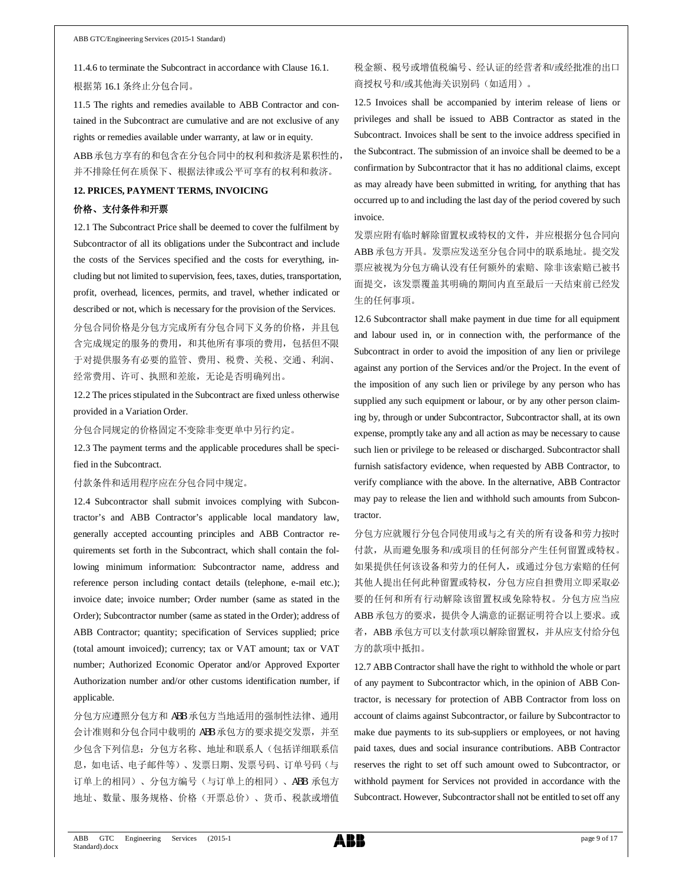11.4.6 to terminate the Subcontract in accordance with Clause 16.1.

根据第 16.1 条终止分包合同。

11.5 The rights and remedies available to ABB Contractor and contained in the Subcontract are cumulative and are not exclusive of any rights or remedies available under warranty, at law or in equity.

ABB 承包方享有的和包含在分包合同中的权利和救济是累积性的，并不排除任何在质保下、根据法律或公平可享有的权利和救济。

## 12. PRICES, PAYMENT TERMS, INVOICING

## 价格、支付条件和开票

12.1 The Subcontract Price shall be deemed to cover the fulfilment by Subcontractor of all its obligations under the Subcontract and include the costs of the Services specified and the costs for everything, including but not limited to supervision, fees, taxes, duties, transportation, profit, overhead, licences, permits, and travel, whether indicated or described or not, which is necessary for the provision of the Services.

分包合同价格是分包方完成所有分包合同下义务的价格，并且包含完成规定的服务的费用，和其他所有事项的费用，包括但不限于对提供服务有必要的监管、费用、税费、关税、交通、利润、经常费用、许可、执照和差旅，无论是否明确列出。

12.2 The prices stipulated in the Subcontract are fixed unless otherwise provided in a Variation Order.

分包合同规定的价格固定不变除非变更单中另行约定。

12.3 The payment terms and the applicable procedures shall be specified in the Subcontract.

付款条件和适用程序应在分包合同中规定。

12.4 Subcontractor shall submit invoices complying with Subcontractor's and ABB Contractor's applicable local mandatory law, generally accepted accounting principles and ABB Contractor requirements set forth in the Subcontract, which shall contain the following minimum information: Subcontractor name, address and reference person including contact details (telephone, e-mail etc.); invoice date; invoice number; Order number (same as stated in the Order); Subcontractor number (same as stated in the Order); address of ABB Contractor; quantity; specification of Services supplied; price (total amount invoiced); currency; tax or VAT amount; tax or VAT number; Authorized Economic Operator and/or Approved Exporter Authorization number and/or other customs identification number, if applicable.

分包方应遵照分包方和 ABB 承包方当地适用的强制性法律、通用会计准则和分包合同中载明的 ABB 承包方的要求提交发票，并至少包含下列信息：分包方名称、地址和联系人（包括详细联系信息，如电话、电子邮件等）、发票日期、发票号码、订单号码（与订单上的相同）、分包方编号（与订单上的相同）、ABB 承包方地址、数量、服务规格、价格（开票总价）、货币、税款或增值税金额、税号或增值税编号、经认证的经营者和/或经批准的出口商授权号和/或其他海关识别码（如适用）。

12.5 Invoices shall be accompanied by interim release of liens or privileges and shall be issued to ABB Contractor as stated in the Subcontract. Invoices shall be sent to the invoice address specified in the Subcontract. The submission of an invoice shall be deemed to be a confirmation by Subcontractor that it has no additional claims, except as may already have been submitted in writing, for anything that has occurred up to and including the last day of the period covered by such invoice.

发票应附有临时解除留置权或特权的文件，并应根据分包合同向 ABB 承包方开具。发票应发送至分包合同中的联系地址。提交发票应被视为分包方确认没有任何额外的索赔，除非该索赔已被书面提交，该发票覆盖其明确的期间内直至最后一天结束前已经发生的任何事项。

12.6 Subcontractor shall make payment in due time for all equipment and labour used in, or in connection with, the performance of the Subcontract in order to avoid the imposition of any lien or privilege against any portion of the Services and/or the Project. In the event of the imposition of any such lien or privilege by any person who has supplied any such equipment or labour, or by any other person claiming by, through or under Subcontractor, Subcontractor shall, at its own expense, promptly take any and all action as may be necessary to cause such lien or privilege to be released or discharged. Subcontractor shall furnish satisfactory evidence, when requested by ABB Contractor, to verify compliance with the above. In the alternative, ABB Contractor may pay to release the lien and withhold such amounts from Subcontractor.

分包方应就履行分包合同使用或与之有关的所有设备和劳力按时付款，从而避免服务和/或项目的任何部分产生任何留置或特权。如果提供任何该设备和劳力的任何人，或通过分包方索赔的任何其他人提出任何此种留置或特权，分包方应自担费用立即采取必要的任何和所有行动解除该留置权或免除特权。分包方应当应 ABB 承包方的要求，提供令人满意的证据证明符合以上要求。或者，ABB 承包方可以支付款项以解除留置权，并从应支付给分包方的款项中抵扣。

12.7 ABB Contractor shall have the right to withhold the whole or part of any payment to Subcontractor which, in the opinion of ABB Contractor, is necessary for protection of ABB Contractor from loss on account of claims against Subcontractor, or failure by Subcontractor to make due payments to its sub-suppliers or employees, or not having paid taxes, dues and social insurance contributions. ABB Contractor reserves the right to set off such amount owed to Subcontractor, or withhold payment for Services not provided in accordance with the Subcontract. However, Subcontractor shall not be entitled to set off any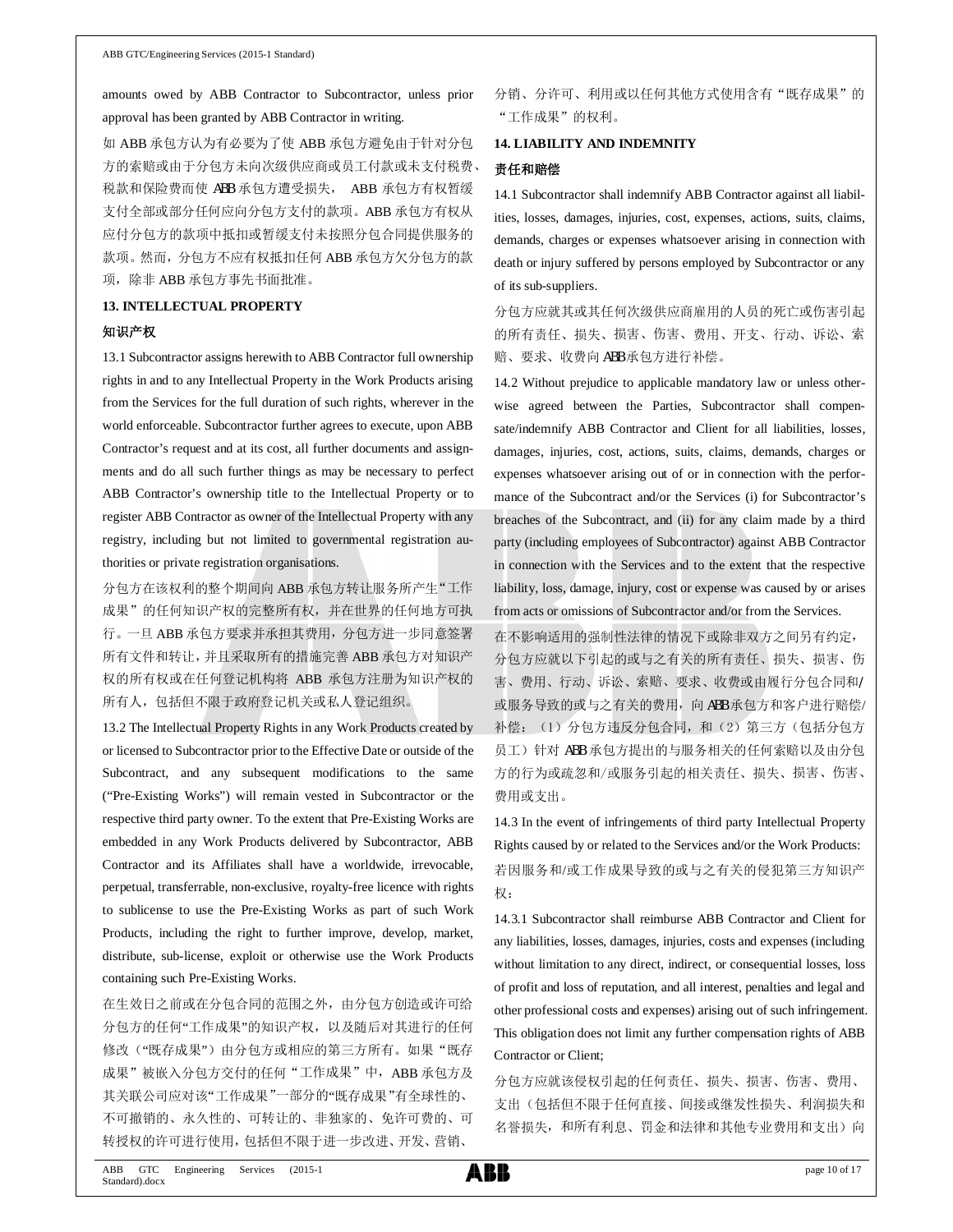amounts owed by ABB Contractor to Subcontractor, unless prior approval has been granted by ABB Contractor in writing.

如 ABB 承包方认为有必要为了使 ABB 承包方避免由于针对分包方的索赔或由于分包方未向次级供应商或员工付款或未支付税费、税款和保险费而使 ABB 承包方遭受损失， ABB 承包方有权暂缓支付全部或部分任何应向分包方支付的款项。ABB 承包方有权从应付分包方的款项中抵扣或暂缓支付未按照分包合同提供服务的款项。然而，分包方不应有权抵扣任何 ABB 承包方欠分包方的款项，除非 ABB 承包方事先书面批准。

**13. INTELLECTUAL PROPERTY**

**知识产权**

13.1 Subcontractor assigns herewith to ABB Contractor full ownership rights in and to any Intellectual Property in the Work Products arising from the Services for the full duration of such rights, wherever in the world enforceable. Subcontractor further agrees to execute, upon ABB Contractor's request and at its cost, all further documents and assignments and do all such further things as may be necessary to perfect ABB Contractor's ownership title to the Intellectual Property or to register ABB Contractor as owner of the Intellectual Property with any registry, including but not limited to governmental registration authorities or private registration organisations.

分包方在该权利的整个期间向 ABB 承包方转让服务所产生"工作成果"的任何知识产权的完整所有权，并在世界的任何地方可执行。一旦 ABB 承包方要求并承担其费用，分包方进一步同意签署所有文件和转让，并且采取所有的措施完善 ABB 承包方对知识产权的所有权或在任何登记机构将 ABB 承包方注册为知识产权的所有人，包括但不限于政府登记机关或私人登记组织。

13.2 The Intellectual Property Rights in any Work Products created by or licensed to Subcontractor prior to the Effective Date or outside of the Subcontract, and any subsequent modifications to the same ("Pre-Existing Works") will remain vested in Subcontractor or the respective third party owner. To the extent that Pre-Existing Works are embedded in any Work Products delivered by Subcontractor, ABB Contractor and its Affiliates shall have a worldwide, irrevocable, perpetual, transferrable, non-exclusive, royalty-free licence with rights to sublicense to use the Pre-Existing Works as part of such Work Products, including the right to further improve, develop, market, distribute, sub-license, exploit or otherwise use the Work Products containing such Pre-Existing Works.

在生效日之前或在分包合同的范围之外，由分包方创造或许可给分包方的任何"工作成果"的知识产权，以及随后对其进行的任何修改（"既存成果"）由分包方或相应的第三方所有。如果"既存成果"被嵌入分包方交付的任何"工作成果"中，ABB 承包方及其关联公司应对该"工作成果"一部分的"既存成果"有全球性的、不可撤销的、永久性的、可转让的、非独家的、免许可费的、可转授权的许可进行使用，包括但不限于进一步改进、开发、营销、分销、分许可、利用或以任何其他方式使用含有"既存成果"的"工作成果"的权利。

**14. LIABILITY AND INDEMNITY**

**责任和赔偿**

14.1 Subcontractor shall indemnify ABB Contractor against all liabilities, losses, damages, injuries, cost, expenses, actions, suits, claims, demands, charges or expenses whatsoever arising in connection with death or injury suffered by persons employed by Subcontractor or any of its sub-suppliers.

分包方应就其或其任何次级供应商雇用的人员的死亡或伤害引起的所有责任、损失、损害、伤害、费用、开支、行动、诉讼、索赔、要求、收费向 ABB 承包方进行补偿。

14.2 Without prejudice to applicable mandatory law or unless otherwise agreed between the Parties, Subcontractor shall compensate/indemnify ABB Contractor and Client for all liabilities, losses, damages, injuries, cost, actions, suits, claims, demands, charges or expenses whatsoever arising out of or in connection with the performance of the Subcontract and/or the Services (i) for Subcontractor's breaches of the Subcontract, and (ii) for any claim made by a third party (including employees of Subcontractor) against ABB Contractor in connection with the Services and to the extent that the respective liability, loss, damage, injury, cost or expense was caused by or arises from acts or omissions of Subcontractor and/or from the Services.

在不影响适用的强制性法律的情况下或除非双方之间另有约定，分包方应就以下引起的或与之有关的所有责任、损失、损害、伤害、费用、行动、诉讼、索赔、要求、收费或由履行分包合同和/或服务导致的或与之有关的费用，向 ABB 承包方和客户进行赔偿/补偿：（1）分包方违反分包合同，和（2）第三方（包括分包方员工）针对 ABB 承包方提出的与服务相关的任何索赔以及由分包方的行为或疏忽和/或服务引起的相关责任、损失、损害、伤害、费用或支出。

14.3 In the event of infringements of third party Intellectual Property Rights caused by or related to the Services and/or the Work Products:

若因服务和/或工作成果导致的或与之有关的侵犯第三方知识产权：

14.3.1 Subcontractor shall reimburse ABB Contractor and Client for any liabilities, losses, damages, injuries, costs and expenses (including without limitation to any direct, indirect, or consequential losses, loss of profit and loss of reputation, and all interest, penalties and legal and other professional costs and expenses) arising out of such infringement. This obligation does not limit any further compensation rights of ABB Contractor or Client;

分包方应就该侵权引起的任何责任、损失、损害、伤害、费用、支出（包括但不限于任何直接、间接或继发性损失、利润损失和名誉损失，和所有利息、罚金和法律和其他专业费用和支出）向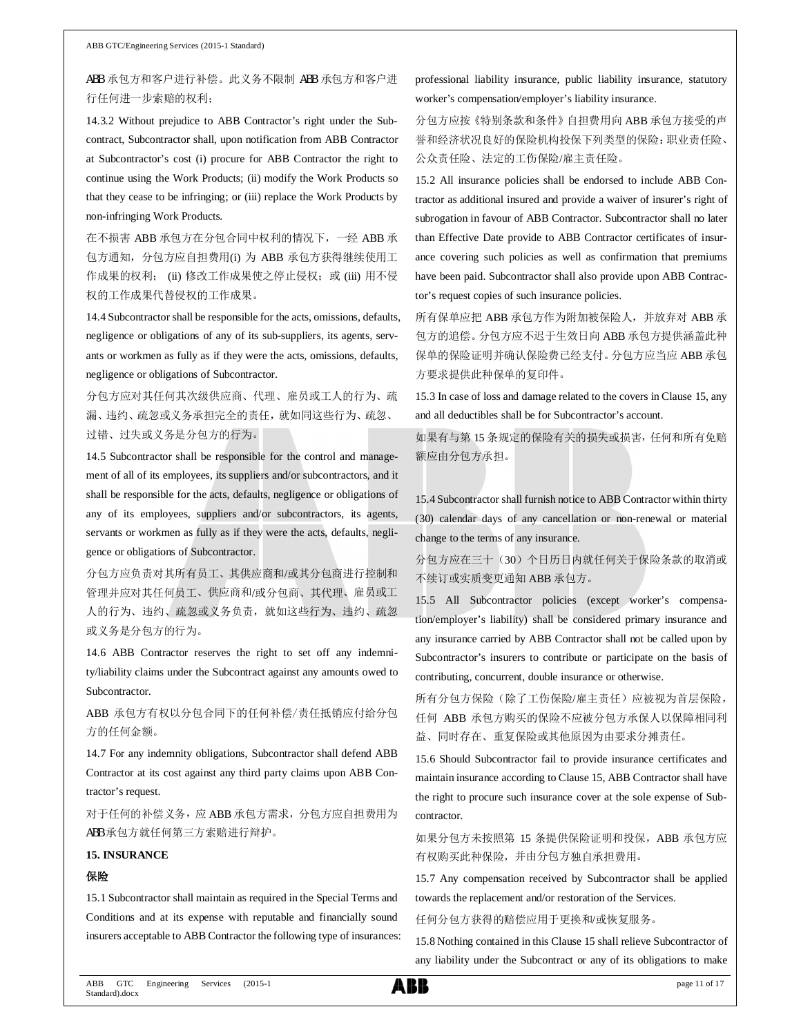ABB 承包方和客户进行补偿。此义务不限制 ABB 承包方和客户进行任何进一步索赔的权利；

14.3.2 Without prejudice to ABB Contractor's right under the Subcontract, Subcontractor shall, upon notification from ABB Contractor at Subcontractor's cost (i) procure for ABB Contractor the right to continue using the Work Products; (ii) modify the Work Products so that they cease to be infringing; or (iii) replace the Work Products by non-infringing Work Products.

在不损害 ABB 承包方在分包合同中权利的情况下，一经 ABB 承包方通知，分包方应自担费用(i) 为 ABB 承包方获得继续使用工作成果的权利； (ii) 修改工作成果使之停止侵权；或 (iii) 用不侵权的工作成果代替侵权的工作成果。

14.4 Subcontractor shall be responsible for the acts, omissions, defaults, negligence or obligations of any of its sub-suppliers, its agents, servants or workmen as fully as if they were the acts, omissions, defaults, negligence or obligations of Subcontractor.

分包方应对其任何其次级供应商、代理、雇员或工人的行为、疏漏、违约、疏忽或义务承担完全的责任，就如同这些行为、疏忽、过错、过失或义务是分包方的行为。

14.5 Subcontractor shall be responsible for the control and management of all of its employees, its suppliers and/or subcontractors, and it shall be responsible for the acts, defaults, negligence or obligations of any of its employees, suppliers and/or subcontractors, its agents, servants or workmen as fully as if they were the acts, defaults, negligence or obligations of Subcontractor.

分包方应负责对其所有员工、其供应商和/或其分包商进行控制和管理并应对其任何员工、供应商和/或分包商、其代理、雇员或工人的行为、违约、疏忽或义务负责，就如这些行为、违约、疏忽或义务是分包方的行为。

14.6 ABB Contractor reserves the right to set off any indemnity/liability claims under the Subcontract against any amounts owed to Subcontractor.

ABB 承包方有权以分包合同下的任何补偿/责任抵销应付给分包方的任何金额。

14.7 For any indemnity obligations, Subcontractor shall defend ABB Contractor at its cost against any third party claims upon ABB Contractor's request.

对于任何的补偿义务，应 ABB 承包方需求，分包方应自担费用为 ABB 承包方就任何第三方索赔进行辩护。

## 15. INSURANCE

## 保险

15.1 Subcontractor shall maintain as required in the Special Terms and Conditions and at its expense with reputable and financially sound insurers acceptable to ABB Contractor the following type of insurances: professional liability insurance, public liability insurance, statutory worker's compensation/employer's liability insurance.

分包方应按《特别条款和条件》自担费用向 ABB 承包方接受的声誉和经济状况良好的保险机构投保下列类型的保险：职业责任险、公众责任险、法定的工伤保险/雇主责任险。

15.2 All insurance policies shall be endorsed to include ABB Contractor as additional insured and provide a waiver of insurer's right of subrogation in favour of ABB Contractor. Subcontractor shall no later than Effective Date provide to ABB Contractor certificates of insurance covering such policies as well as confirmation that premiums have been paid. Subcontractor shall also provide upon ABB Contractor's request copies of such insurance policies.

所有保单应把 ABB 承包方作为附加被保险人，并放弃对 ABB 承包方的追偿。分包方应不迟于生效日向 ABB 承包方提供涵盖此种保单的保险证明并确认保险费已经支付。分包方应当应 ABB 承包方要求提供此种保单的复印件。

15.3 In case of loss and damage related to the covers in Clause 15, any and all deductibles shall be for Subcontractor's account.

如果有与第 15 条规定的保险有关的损失或损害，任何和所有免赔额应由分包方承担。

15.4 Subcontractor shall furnish notice to ABB Contractor within thirty (30) calendar days of any cancellation or non-renewal or material change to the terms of any insurance.

分包方应在三十（30）个日历日内就任何关于保险条款的取消或不续订或实质变更通知 ABB 承包方。

15.5 All Subcontractor policies (except worker's compensation/employer's liability) shall be considered primary insurance and any insurance carried by ABB Contractor shall not be called upon by Subcontractor's insurers to contribute or participate on the basis of contributing, concurrent, double insurance or otherwise.

所有分包方保险（除了工伤保险/雇主责任）应被视为首层保险，任何 ABB 承包方购买的保险不应被分包方承保人以保障相同利益、同时存在、重复保险或其他原因为由要求分摊责任。

15.6 Should Subcontractor fail to provide insurance certificates and maintain insurance according to Clause 15, ABB Contractor shall have the right to procure such insurance cover at the sole expense of Subcontractor.

如果分包方未按照第 15 条提供保险证明和投保，ABB 承包方应有权购买此种保险，并由分包方独自承担费用。

15.7 Any compensation received by Subcontractor shall be applied towards the replacement and/or restoration of the Services.

任何分包方获得的赔偿应用于更换和/或恢复服务。

15.8 Nothing contained in this Clause 15 shall relieve Subcontractor of any liability under the Subcontract or any of its obligations to make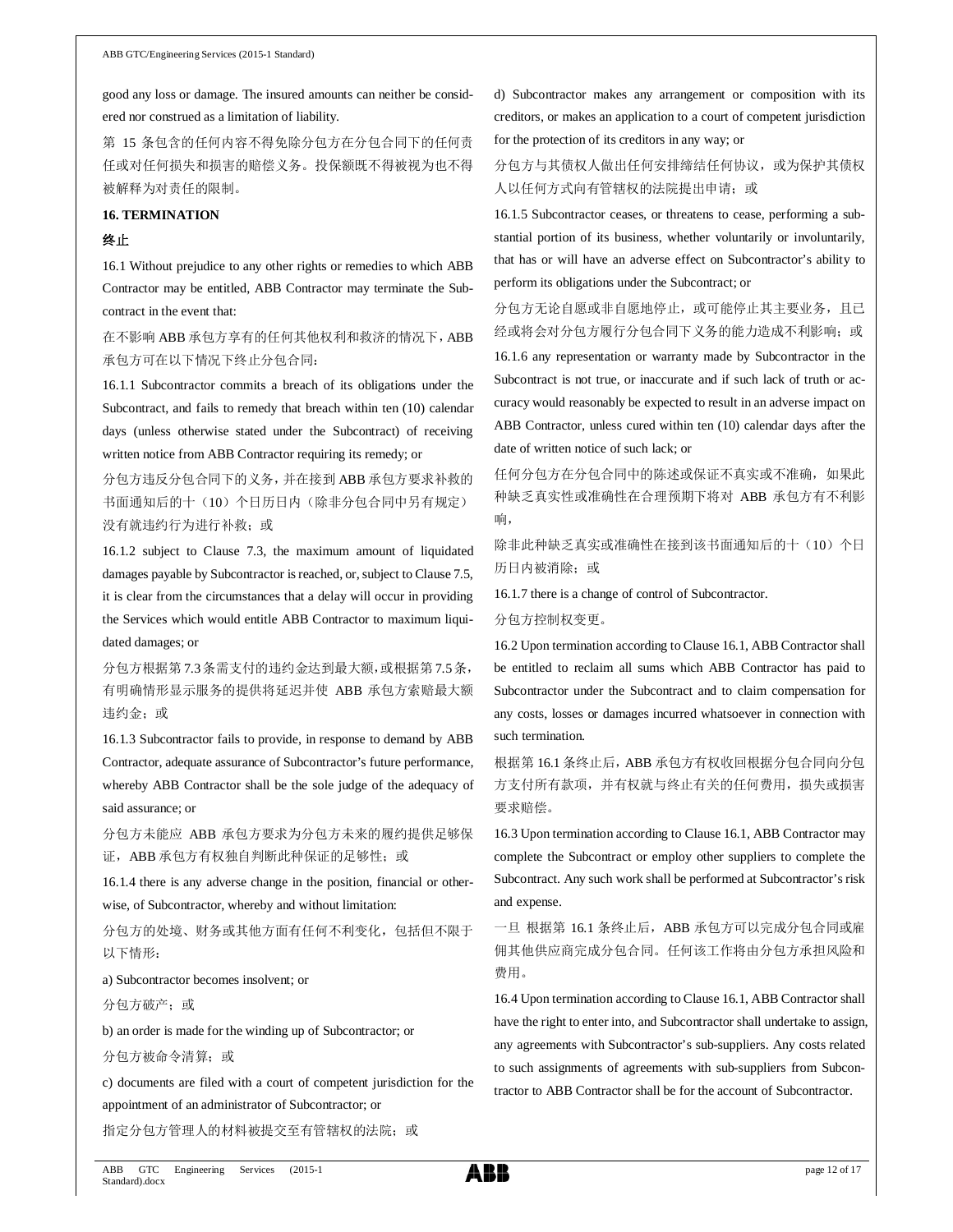good any loss or damage. The insured amounts can neither be considered nor construed as a limitation of liability.

第 15 条包含的任何内容不得免除分包方在分包合同下的任何责任或对任何损失和损害的赔偿义务。投保额既不得被视为也不得被解释为对责任的限制。

**16. TERMINATION**

**终止**

16.1 Without prejudice to any other rights or remedies to which ABB Contractor may be entitled, ABB Contractor may terminate the Subcontract in the event that:

在不影响 ABB 承包方享有的任何其他权利和救济的情况下，ABB 承包方可在以下情况下终止分包合同：

16.1.1 Subcontractor commits a breach of its obligations under the Subcontract, and fails to remedy that breach within ten (10) calendar days (unless otherwise stated under the Subcontract) of receiving written notice from ABB Contractor requiring its remedy; or

分包方违反分包合同下的义务，并在接到 ABB 承包方要求补救的书面通知后的十（10）个日历日内（除非分包合同中另有规定）没有就违约行为进行补救；或

16.1.2 subject to Clause 7.3, the maximum amount of liquidated damages payable by Subcontractor is reached, or, subject to Clause 7.5, it is clear from the circumstances that a delay will occur in providing the Services which would entitle ABB Contractor to maximum liquidated damages; or

分包方根据第 7.3 条需支付的违约金达到最大额，或根据第 7.5 条，有明确情形显示服务的提供将延迟并使 ABB 承包方索赔最大额违约金；或

16.1.3 Subcontractor fails to provide, in response to demand by ABB Contractor, adequate assurance of Subcontractor's future performance, whereby ABB Contractor shall be the sole judge of the adequacy of said assurance; or

分包方未能应 ABB 承包方要求为分包方未来的履约提供足够保证，ABB 承包方有权独自判断此种保证的足够性；或

16.1.4 there is any adverse change in the position, financial or otherwise, of Subcontractor, whereby and without limitation:

分包方的处境、财务或其他方面有任何不利变化，包括但不限于以下情形：

a) Subcontractor becomes insolvent; or

分包方破产；或

b) an order is made for the winding up of Subcontractor; or

分包方被命令清算；或

c) documents are filed with a court of competent jurisdiction for the appointment of an administrator of Subcontractor; or

指定分包方管理人的材料被提交至有管辖权的法院；或

d) Subcontractor makes any arrangement or composition with its creditors, or makes an application to a court of competent jurisdiction for the protection of its creditors in any way; or

分包方与其债权人做出任何安排缔结任何协议，或为保护其债权人以任何方式向有管辖权的法院提出申请；或

16.1.5 Subcontractor ceases, or threatens to cease, performing a substantial portion of its business, whether voluntarily or involuntarily, that has or will have an adverse effect on Subcontractor's ability to perform its obligations under the Subcontract; or

分包方无论自愿或非自愿地停止，或可能停止其主要业务，且已经或将会对分包方履行分包合同下义务的能力造成不利影响；或

16.1.6 any representation or warranty made by Subcontractor in the Subcontract is not true, or inaccurate and if such lack of truth or accuracy would reasonably be expected to result in an adverse impact on ABB Contractor, unless cured within ten (10) calendar days after the date of written notice of such lack; or

任何分包方在分包合同中的陈述或保证不真实或不准确，如果此种缺乏真实性或准确性在合理预期下将对 ABB 承包方有不利影响，

除非此种缺乏真实或准确性在接到该书面通知后的十（10）个日历日内被消除；或

16.1.7 there is a change of control of Subcontractor.

分包方控制权变更。

16.2 Upon termination according to Clause 16.1, ABB Contractor shall be entitled to reclaim all sums which ABB Contractor has paid to Subcontractor under the Subcontract and to claim compensation for any costs, losses or damages incurred whatsoever in connection with such termination.

根据第 16.1 条终止后，ABB 承包方有权收回根据分包合同向分包方支付所有款项，并有权就与终止有关的任何费用，损失或损害要求赔偿。

16.3 Upon termination according to Clause 16.1, ABB Contractor may complete the Subcontract or employ other suppliers to complete the Subcontract. Any such work shall be performed at Subcontractor's risk and expense.

一旦 根据第 16.1 条终止后，ABB 承包方可以完成分包合同或雇佣其他供应商完成分包合同。任何该工作将由分包方承担风险和费用。

16.4 Upon termination according to Clause 16.1, ABB Contractor shall have the right to enter into, and Subcontractor shall undertake to assign, any agreements with Subcontractor's sub-suppliers. Any costs related to such assignments of agreements with sub-suppliers from Subcontractor to ABB Contractor shall be for the account of Subcontractor.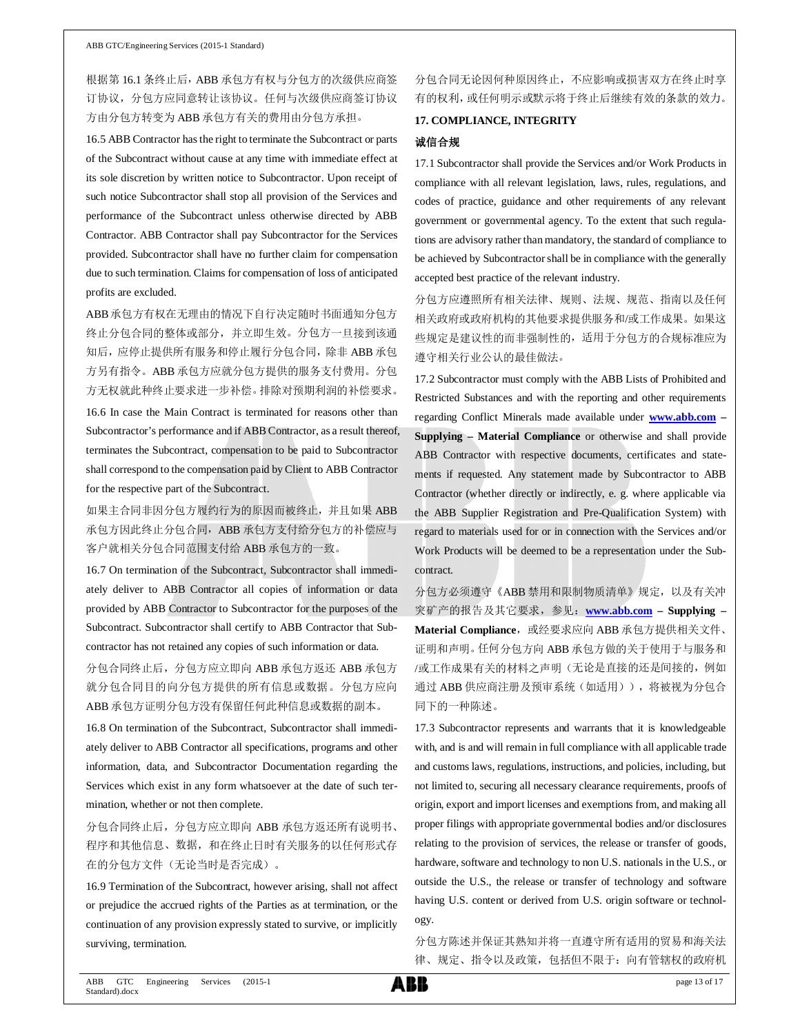根据第 16.1 条终止后，ABB 承包方有权与分包方的次级供应商签订协议，分包方应同意转让该协议。任何与次级供应商签订协议方由分包方转变为 ABB 承包方有关的费用由分包方承担。

16.5 ABB Contractor has the right to terminate the Subcontract or parts of the Subcontract without cause at any time with immediate effect at its sole discretion by written notice to Subcontractor. Upon receipt of such notice Subcontractor shall stop all provision of the Services and performance of the Subcontract unless otherwise directed by ABB Contractor. ABB Contractor shall pay Subcontractor for the Services provided. Subcontractor shall have no further claim for compensation due to such termination. Claims for compensation of loss of anticipated profits are excluded.

ABB 承包方有权在无理由的情况下自行决定随时书面通知分包方终止分包合同的整体或部分，并立即生效。分包方一旦接到该通知后，应停止提供所有服务和停止履行分包合同，除非 ABB 承包方另有指令。ABB 承包方应就分包方提供的服务支付费用。分包方无权就此种终止要求进一步补偿。排除对预期利润的补偿要求。

16.6 In case the Main Contract is terminated for reasons other than Subcontractor's performance and if ABB Contractor, as a result thereof, terminates the Subcontract, compensation to be paid to Subcontractor shall correspond to the compensation paid by Client to ABB Contractor for the respective part of the Subcontract.

如果主合同非因分包方履约行为的原因而被终止，并且如果 ABB 承包方因此终止分包合同，ABB 承包方支付给分包方的补偿应与客户就相关分包合同范围支付给 ABB 承包方的一致。

16.7 On termination of the Subcontract, Subcontractor shall immediately deliver to ABB Contractor all copies of information or data provided by ABB Contractor to Subcontractor for the purposes of the Subcontract. Subcontractor shall certify to ABB Contractor that Subcontractor has not retained any copies of such information or data.

分包合同终止后，分包方应立即向 ABB 承包方返还 ABB 承包方就分包合同目的向分包方提供的所有信息或数据。分包方应向 ABB 承包方证明分包方没有保留任何此种信息或数据的副本。

16.8 On termination of the Subcontract, Subcontractor shall immediately deliver to ABB Contractor all specifications, programs and other information, data, and Subcontractor Documentation regarding the Services which exist in any form whatsoever at the date of such termination, whether or not then complete.

分包合同终止后，分包方应立即向 ABB 承包方返还所有说明书、程序和其他信息、数据，和在终止日时有关服务的以任何形式存在的分包方文件（无论当时是否完成）。

16.9 Termination of the Subcontract, however arising, shall not affect or prejudice the accrued rights of the Parties as at termination, or the continuation of any provision expressly stated to survive, or implicitly surviving, termination.

分包合同无论因何种原因终止，不应影响或损害双方在终止时享有的权利，或任何明示或默示将于终止后继续有效的条款的效力。

**17. COMPLIANCE, INTEGRITY**

**诚信合规**

17.1 Subcontractor shall provide the Services and/or Work Products in compliance with all relevant legislation, laws, rules, regulations, and codes of practice, guidance and other requirements of any relevant government or governmental agency. To the extent that such regulations are advisory rather than mandatory, the standard of compliance to be achieved by Subcontractor shall be in compliance with the generally accepted best practice of the relevant industry.

分包方应遵照所有相关法律、规则、法规、规范、指南以及任何相关政府或政府机构的其他要求提供服务和/或工作成果。如果这些规定是建议性的而非强制性的，适用于分包方的合规标准应为遵守相关行业公认的最佳做法。

17.2 Subcontractor must comply with the ABB Lists of Prohibited and Restricted Substances and with the reporting and other requirements regarding Conflict Minerals made available under **www.abb.com – Supplying – Material Compliance** or otherwise and shall provide ABB Contractor with respective documents, certificates and statements if requested. Any statement made by Subcontractor to ABB Contractor (whether directly or indirectly, e. g. where applicable via the ABB Supplier Registration and Pre-Qualification System) with regard to materials used for or in connection with the Services and/or Work Products will be deemed to be a representation under the Subcontract.

分包方必须遵守《ABB 禁用和限制物质清单》规定，以及有关冲突矿产的报告及其它要求，参见：**www.abb.com – Supplying – Material Compliance**，或经要求应向 ABB 承包方提供相关文件、证明和声明。任何分包方向 ABB 承包方做的关于使用于与服务和/或工作成果有关的材料之声明（无论是直接的还是间接的，例如通过 ABB 供应商注册及预审系统（如适用）），将被视为分包合同下的一种陈述。

17.3 Subcontractor represents and warrants that it is knowledgeable with, and is and will remain in full compliance with all applicable trade and customs laws, regulations, instructions, and policies, including, but not limited to, securing all necessary clearance requirements, proofs of origin, export and import licenses and exemptions from, and making all proper filings with appropriate governmental bodies and/or disclosures relating to the provision of services, the release or transfer of goods, hardware, software and technology to non U.S. nationals in the U.S., or outside the U.S., the release or transfer of technology and software having U.S. content or derived from U.S. origin software or technology.

分包方陈述并保证其熟知并将一直遵守所有适用的贸易和海关法律、规定、指令以及政策，包括但不限于：向有管辖权的政府机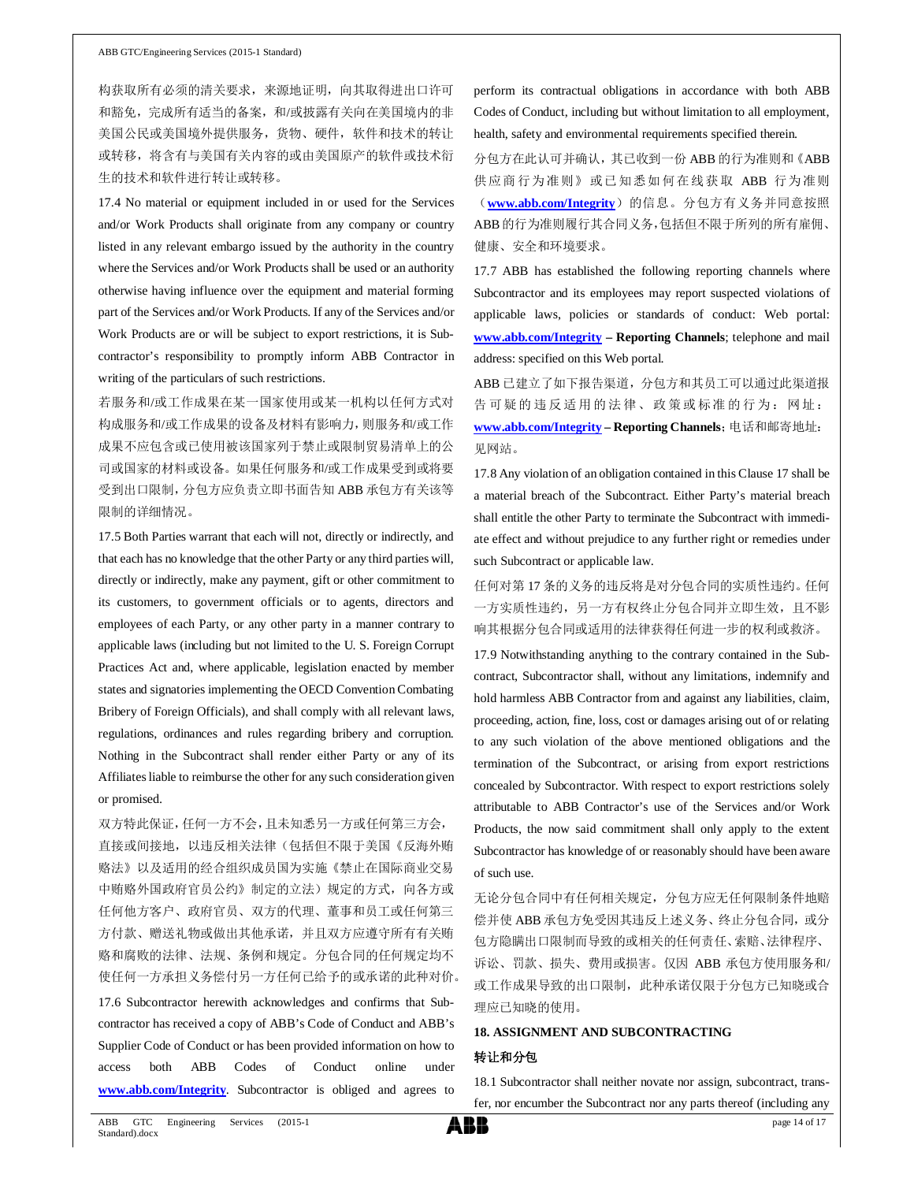构获取所有必须的清关要求，来源地证明，向其取得进出口许可和豁免，完成所有适当的备案，和/或披露有关向在美国境内的非美国公民或美国境外提供服务，货物，硬件，软件和技术的转让或转移，将含有与美国有关内容的或由美国原产的软件或技术衍生的技术和软件进行转让或转移。

17.4 No material or equipment included in or used for the Services and/or Work Products shall originate from any company or country listed in any relevant embargo issued by the authority in the country where the Services and/or Work Products shall be used or an authority otherwise having influence over the equipment and material forming part of the Services and/or Work Products. If any of the Services and/or Work Products are or will be subject to export restrictions, it is Subcontractor's responsibility to promptly inform ABB Contractor in writing of the particulars of such restrictions.

若服务和/或工作成果在某一国家使用或某一机构以任何方式对构成服务和/或工作成果的设备及材料有影响力，则服务和/或工作成果不应包含或已使用被该国家列于禁止或限制贸易清单上的公司或国家的材料或设备。如果任何服务和/或工作成果受到或将要受到出口限制，分包方应负责立即书面告知 ABB 承包方有关该等限制的详细情况。

17.5 Both Parties warrant that each will not, directly or indirectly, and that each has no knowledge that the other Party or any third parties will, directly or indirectly, make any payment, gift or other commitment to its customers, to government officials or to agents, directors and employees of each Party, or any other party in a manner contrary to applicable laws (including but not limited to the U. S. Foreign Corrupt Practices Act and, where applicable, legislation enacted by member states and signatories implementing the OECD Convention Combating Bribery of Foreign Officials), and shall comply with all relevant laws, regulations, ordinances and rules regarding bribery and corruption. Nothing in the Subcontract shall render either Party or any of its Affiliates liable to reimburse the other for any such consideration given or promised.

双方特此保证，任何一方不会，且未知悉另一方或任何第三方会，直接或间接地，以违反相关法律（包括但不限于美国《反海外贿赂法》以及适用的经合组织成员国为实施《禁止在国际商业交易中贿赂外国政府官员公约》制定的立法）规定的方式，向各方或任何他方客户、政府官员、双方的代理、董事和员工或任何第三方付款、赠送礼物或做出其他承诺，并且双方应遵守所有有关贿赂和腐败的法律、法规、条例和规定。分包合同的任何规定均不使任何一方承担义务偿付另一方任何已给予的或承诺的此种对价。

17.6 Subcontractor herewith acknowledges and confirms that Subcontractor has received a copy of ABB's Code of Conduct and ABB's Supplier Code of Conduct or has been provided information on how to access both ABB Codes of Conduct online under **www.abb.com/Integrity**. Subcontractor is obliged and agrees to perform its contractual obligations in accordance with both ABB Codes of Conduct, including but without limitation to all employment, health, safety and environmental requirements specified therein.

分包方在此认可并确认，其已收到一份 ABB 的行为准则和《ABB 供应商行为准则》或已知悉如何在线获取 ABB 行为准则（**www.abb.com/Integrity**）的信息。分包方有义务并同意按照 ABB 的行为准则履行其合同义务，包括但不限于所列的所有雇佣、健康、安全和环境要求。

17.7 ABB has established the following reporting channels where Subcontractor and its employees may report suspected violations of applicable laws, policies or standards of conduct: Web portal: **www.abb.com/Integrity – Reporting Channels**; telephone and mail address: specified on this Web portal.

ABB 已建立了如下报告渠道，分包方和其员工可以通过此渠道报告可疑的违反适用的法律、政策或标准的行为：网址：**www.abb.com/Integrity – Reporting Channels**；电话和邮寄地址：见网站。

17.8 Any violation of an obligation contained in this Clause 17 shall be a material breach of the Subcontract. Either Party's material breach shall entitle the other Party to terminate the Subcontract with immediate effect and without prejudice to any further right or remedies under such Subcontract or applicable law.

任何对第 17 条的义务的违反将是对分包合同的实质性违约。任何一方实质性违约，另一方有权终止分包合同并立即生效，且不影响其根据分包合同或适用的法律获得任何进一步的权利或救济。

17.9 Notwithstanding anything to the contrary contained in the Subcontract, Subcontractor shall, without any limitations, indemnify and hold harmless ABB Contractor from and against any liabilities, claim, proceeding, action, fine, loss, cost or damages arising out of or relating to any such violation of the above mentioned obligations and the termination of the Subcontract, or arising from export restrictions concealed by Subcontractor. With respect to export restrictions solely attributable to ABB Contractor's use of the Services and/or Work Products, the now said commitment shall only apply to the extent Subcontractor has knowledge of or reasonably should have been aware of such use.

无论分包合同中有任何相关规定，分包方应无任何限制条件地赔偿并使 ABB 承包方免受因其违反上述义务、终止分包合同，或分包方隐瞒出口限制而导致的或相关的任何责任、索赔、法律程序、诉讼、罚款、损失、费用或损害。仅因 ABB 承包方使用服务和/或工作成果导致的出口限制，此种承诺仅限于分包方已知晓或合理应已知晓的使用。

## 18. ASSIGNMENT AND SUBCONTRACTING

## 转让和分包

18.1 Subcontractor shall neither novate nor assign, subcontract, transfer, nor encumber the Subcontract nor any parts thereof (including any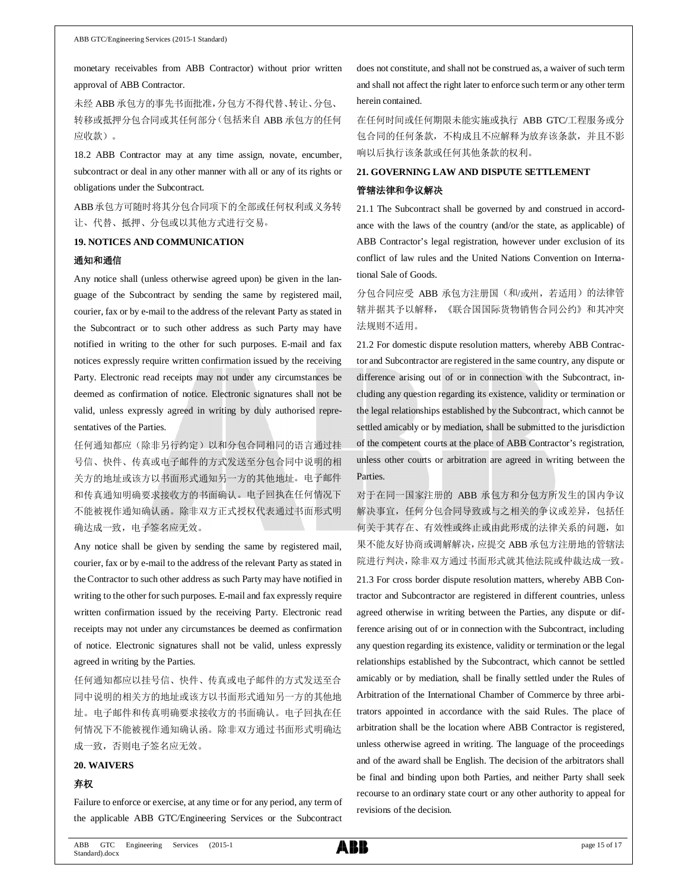monetary receivables from ABB Contractor) without prior written approval of ABB Contractor.

未经 ABB 承包方的事先书面批准，分包方不得代替、转让、分包、转移或抵押分包合同或其任何部分（包括来自 ABB 承包方的任何应收款）。

18.2 ABB Contractor may at any time assign, novate, encumber, subcontract or deal in any other manner with all or any of its rights or obligations under the Subcontract.

ABB承包方可随时将其分包合同项下的全部或任何权利或义务转让、代替、抵押、分包或以其他方式进行交易。

**19. NOTICES AND COMMUNICATION**

**通知和通信**

Any notice shall (unless otherwise agreed upon) be given in the language of the Subcontract by sending the same by registered mail, courier, fax or by e-mail to the address of the relevant Party as stated in the Subcontract or to such other address as such Party may have notified in writing to the other for such purposes. E-mail and fax notices expressly require written confirmation issued by the receiving Party. Electronic read receipts may not under any circumstances be deemed as confirmation of notice. Electronic signatures shall not be valid, unless expressly agreed in writing by duly authorised representatives of the Parties.

任何通知都应（除非另行约定）以和分包合同相同的语言通过挂号信、快件、传真或电子邮件的方式发送至分包合同中说明的相关方的地址或该方以书面形式通知另一方的其他地址。电子邮件和传真通知明确要求接收方的书面确认。电子回执在任何情况下不能被视作通知确认函。除非双方正式授权代表通过书面形式明确达成一致，电子签名应无效。

Any notice shall be given by sending the same by registered mail, courier, fax or by e-mail to the address of the relevant Party as stated in the Contractor to such other address as such Party may have notified in writing to the other for such purposes. E-mail and fax expressly require written confirmation issued by the receiving Party. Electronic read receipts may not under any circumstances be deemed as confirmation of notice. Electronic signatures shall not be valid, unless expressly agreed in writing by the Parties.

任何通知都应以挂号信、快件、传真或电子邮件的方式发送至合同中说明的相关方的地址或该方以书面形式通知另一方的其他地址。电子邮件和传真明确要求接收方的书面确认。电子回执在任何情况下不能被视作通知确认函。除非双方通过书面形式明确达成一致，否则电子签名应无效。

**20. WAIVERS**

**弃权**

Failure to enforce or exercise, at any time or for any period, any term of the applicable ABB GTC/Engineering Services or the Subcontract does not constitute, and shall not be construed as, a waiver of such term and shall not affect the right later to enforce such term or any other term herein contained.

在任何时间或任何期限未能实施或执行 ABB GTC/工程服务或分包合同的任何条款，不构成且不应解释为放弃该条款，并且不影响以后执行该条款或任何其他条款的权利。

**21. GOVERNING LAW AND DISPUTE SETTLEMENT**

**管辖法律和争议解决**

21.1 The Subcontract shall be governed by and construed in accordance with the laws of the country (and/or the state, as applicable) of ABB Contractor's legal registration, however under exclusion of its conflict of law rules and the United Nations Convention on International Sale of Goods.

分包合同应受 ABB 承包方注册国（和/或州，若适用）的法律管辖并据其予以解释，《联合国国际货物销售合同公约》和其冲突法规则不适用。

21.2 For domestic dispute resolution matters, whereby ABB Contractor and Subcontractor are registered in the same country, any dispute or difference arising out of or in connection with the Subcontract, including any question regarding its existence, validity or termination or the legal relationships established by the Subcontract, which cannot be settled amicably or by mediation, shall be submitted to the jurisdiction of the competent courts at the place of ABB Contractor's registration, unless other courts or arbitration are agreed in writing between the Parties.

对于在同一国家注册的 ABB 承包方和分包方所发生的国内争议解决事宜，任何分包合同导致或与之相关的争议或差异，包括任何关于其存在、有效性或终止或由此形成的法律关系的问题，如果不能友好协商或调解解决，应提交 ABB 承包方注册地的管辖法院进行判决，除非双方通过书面形式就其他法院或仲裁达成一致。

21.3 For cross border dispute resolution matters, whereby ABB Contractor and Subcontractor are registered in different countries, unless agreed otherwise in writing between the Parties, any dispute or difference arising out of or in connection with the Subcontract, including any question regarding its existence, validity or termination or the legal relationships established by the Subcontract, which cannot be settled amicably or by mediation, shall be finally settled under the Rules of Arbitration of the International Chamber of Commerce by three arbitrators appointed in accordance with the said Rules. The place of arbitration shall be the location where ABB Contractor is registered, unless otherwise agreed in writing. The language of the proceedings and of the award shall be English. The decision of the arbitrators shall be final and binding upon both Parties, and neither Party shall seek recourse to an ordinary state court or any other authority to appeal for revisions of the decision.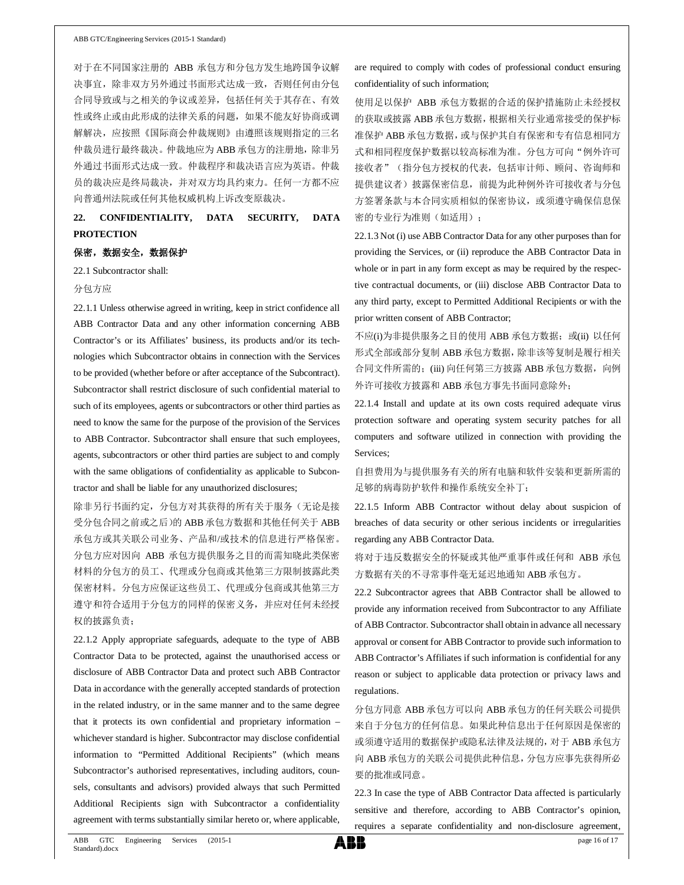对于在不同国家注册的 ABB 承包方和分包方发生地跨国争议解决事宜，除非双方另外通过书面形式达成一致，否则任何由分包合同导致或与之相关的争议或差异，包括任何关于其存在、有效性或终止或由此形成的法律关系的问题，如果不能友好协商或调解解决，应按照《国际商会仲裁规则》由遵照该规则指定的三名仲裁员进行最终裁决。仲裁地应为 ABB 承包方的注册地，除非另外通过书面形式达成一致。仲裁程序和裁决语言应为英语。仲裁员的裁决应是终局裁决，并对双方均具约束力。任何一方都不应向普通州法院或任何其他权威机构上诉改变原裁决。

## 22. CONFIDENTIALITY, DATA SECURITY, DATA PROTECTION

**保密，数据安全，数据保护**

22.1 Subcontractor shall:

分包方应

22.1.1 Unless otherwise agreed in writing, keep in strict confidence all ABB Contractor Data and any other information concerning ABB Contractor's or its Affiliates' business, its products and/or its technologies which Subcontractor obtains in connection with the Services to be provided (whether before or after acceptance of the Subcontract). Subcontractor shall restrict disclosure of such confidential material to such of its employees, agents or subcontractors or other third parties as need to know the same for the purpose of the provision of the Services to ABB Contractor. Subcontractor shall ensure that such employees, agents, subcontractors or other third parties are subject to and comply with the same obligations of confidentiality as applicable to Subcontractor and shall be liable for any unauthorized disclosures;

除非另行书面约定，分包方对其获得的所有关于服务（无论是接受分包合同之前或之后）的 ABB 承包方数据和其他任何关于 ABB 承包方或其关联公司业务、产品和/或技术的信息进行严格保密。分包方应对因向 ABB 承包方提供服务之目的而需知晓此类保密材料的分包方的员工、代理或分包商或其他第三方限制披露此类保密材料。分包方应保证这些员工、代理或分包商或其他第三方遵守和符合适用于分包方的同样的保密义务，并应对任何未经授权的披露负责；

22.1.2 Apply appropriate safeguards, adequate to the type of ABB Contractor Data to be protected, against the unauthorised access or disclosure of ABB Contractor Data and protect such ABB Contractor Data in accordance with the generally accepted standards of protection in the related industry, or in the same manner and to the same degree that it protects its own confidential and proprietary information – whichever standard is higher. Subcontractor may disclose confidential information to "Permitted Additional Recipients" (which means Subcontractor's authorised representatives, including auditors, counsels, consultants and advisors) provided always that such Permitted Additional Recipients sign with Subcontractor a confidentiality agreement with terms substantially similar hereto or, where applicable, are required to comply with codes of professional conduct ensuring confidentiality of such information;

使用足以保护 ABB 承包方数据的合适的保护措施防止未经授权的获取或披露 ABB 承包方数据，根据相关行业通常接受的保护标准保护 ABB 承包方数据，或与保护其自有保密和专有信息相同方式和相同程度保护数据以较高标准为准。分包方可向"例外许可接收者"（指分包方授权的代表，包括审计师、顾问、咨询师和提供建议者）披露保密信息，前提为此种例外许可接收者与分包方签署条款与本合同实质相似的保密协议，或须遵守确保信息保密的专业行为准则（如适用）；

22.1.3 Not (i) use ABB Contractor Data for any other purposes than for providing the Services, or (ii) reproduce the ABB Contractor Data in whole or in part in any form except as may be required by the respective contractual documents, or (iii) disclose ABB Contractor Data to any third party, except to Permitted Additional Recipients or with the prior written consent of ABB Contractor;

不应(i)为非提供服务之目的使用 ABB 承包方数据；或(ii) 以任何形式全部或部分复制 ABB 承包方数据，除非该等复制是履行相关合同文件所需的；(iii) 向任何第三方披露 ABB 承包方数据，向例外许可接收方披露和 ABB 承包方事先书面同意除外；

22.1.4 Install and update at its own costs required adequate virus protection software and operating system security patches for all computers and software utilized in connection with providing the Services;

自担费用为与提供服务有关的所有电脑和软件安装和更新所需的足够的病毒防护软件和操作系统安全补丁；

22.1.5 Inform ABB Contractor without delay about suspicion of breaches of data security or other serious incidents or irregularities regarding any ABB Contractor Data.

将对于违反数据安全的怀疑或其他严重事件或任何和 ABB 承包方数据有关的不寻常事件毫无延迟地通知 ABB 承包方。

22.2 Subcontractor agrees that ABB Contractor shall be allowed to provide any information received from Subcontractor to any Affiliate of ABB Contractor. Subcontractor shall obtain in advance all necessary approval or consent for ABB Contractor to provide such information to ABB Contractor's Affiliates if such information is confidential for any reason or subject to applicable data protection or privacy laws and regulations.

分包方同意 ABB 承包方可以向 ABB 承包方的任何关联公司提供来自于分包方的任何信息。如果此种信息出于任何原因是保密的或须遵守适用的数据保护或隐私法律及法规的，对于 ABB 承包方向 ABB 承包方的关联公司提供此种信息，分包方应事先获得所必要的批准或同意。

22.3 In case the type of ABB Contractor Data affected is particularly sensitive and therefore, according to ABB Contractor's opinion, requires a separate confidentiality and non-disclosure agreement,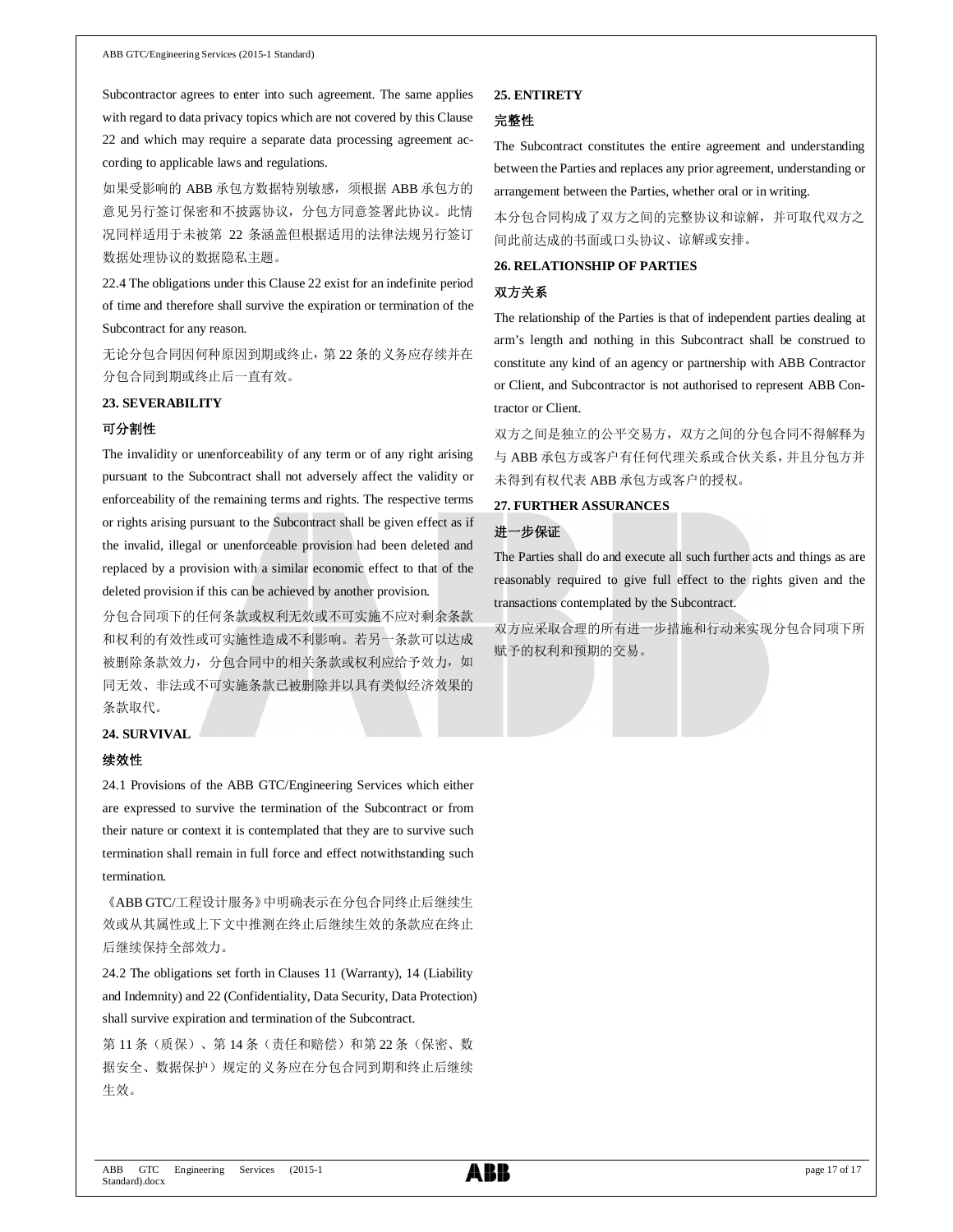Subcontractor agrees to enter into such agreement. The same applies with regard to data privacy topics which are not covered by this Clause 22 and which may require a separate data processing agreement according to applicable laws and regulations.

如果受影响的 ABB 承包方数据特别敏感，须根据 ABB 承包方的意见另行签订保密和不披露协议，分包方同意签署此协议。此情况同样适用于未被第 22 条涵盖但根据适用的法律法规另行签订数据处理协议的数据隐私主题。

22.4 The obligations under this Clause 22 exist for an indefinite period of time and therefore shall survive the expiration or termination of the Subcontract for any reason.

无论分包合同因何种原因到期或终止，第 22 条的义务应存续并在分包合同到期或终止后一直有效。

**23. SEVERABILITY**

**可分割性**

The invalidity or unenforceability of any term or of any right arising pursuant to the Subcontract shall not adversely affect the validity or enforceability of the remaining terms and rights. The respective terms or rights arising pursuant to the Subcontract shall be given effect as if the invalid, illegal or unenforceable provision had been deleted and replaced by a provision with a similar economic effect to that of the deleted provision if this can be achieved by another provision.

分包合同项下的任何条款或权利无效或不可实施不应对剩余条款和权利的有效性或可实施性造成不利影响。若另一条款可以达成被删除条款效力，分包合同中的相关条款或权利应给予效力，如同无效、非法或不可实施条款已被删除并以具有类似经济效果的条款取代。

**24. SURVIVAL**

**续效性**

24.1 Provisions of the ABB GTC/Engineering Services which either are expressed to survive the termination of the Subcontract or from their nature or context it is contemplated that they are to survive such termination shall remain in full force and effect notwithstanding such termination.

《ABB GTC/工程设计服务》中明确表示在分包合同终止后继续生效或从其属性或上下文中推测在终止后继续生效的条款应在终止后继续保持全部效力。

24.2 The obligations set forth in Clauses 11 (Warranty), 14 (Liability and Indemnity) and 22 (Confidentiality, Data Security, Data Protection) shall survive expiration and termination of the Subcontract.

第 11 条（质保）、第 14 条（责任和赔偿）和第 22 条（保密、数据安全、数据保护）规定的义务应在分包合同到期和终止后继续生效。

**25. ENTIRETY**

**完整性**

The Subcontract constitutes the entire agreement and understanding between the Parties and replaces any prior agreement, understanding or arrangement between the Parties, whether oral or in writing.

本分包合同构成了双方之间的完整协议和谅解，并可取代双方之间此前达成的书面或口头协议、谅解或安排。

**26. RELATIONSHIP OF PARTIES**

**双方关系**

The relationship of the Parties is that of independent parties dealing at arm's length and nothing in this Subcontract shall be construed to constitute any kind of an agency or partnership with ABB Contractor or Client, and Subcontractor is not authorised to represent ABB Contractor or Client.

双方之间是独立的公平交易方，双方之间的分包合同不得解释为与 ABB 承包方或客户有任何代理关系或合伙关系，并且分包方并未得到有权代表 ABB 承包方或客户的授权。

**27. FURTHER ASSURANCES**

**进一步保证**

The Parties shall do and execute all such further acts and things as are reasonably required to give full effect to the rights given and the transactions contemplated by the Subcontract.

双方应采取合理的所有进一步措施和行动来实现分包合同项下所赋予的权利和预期的交易。